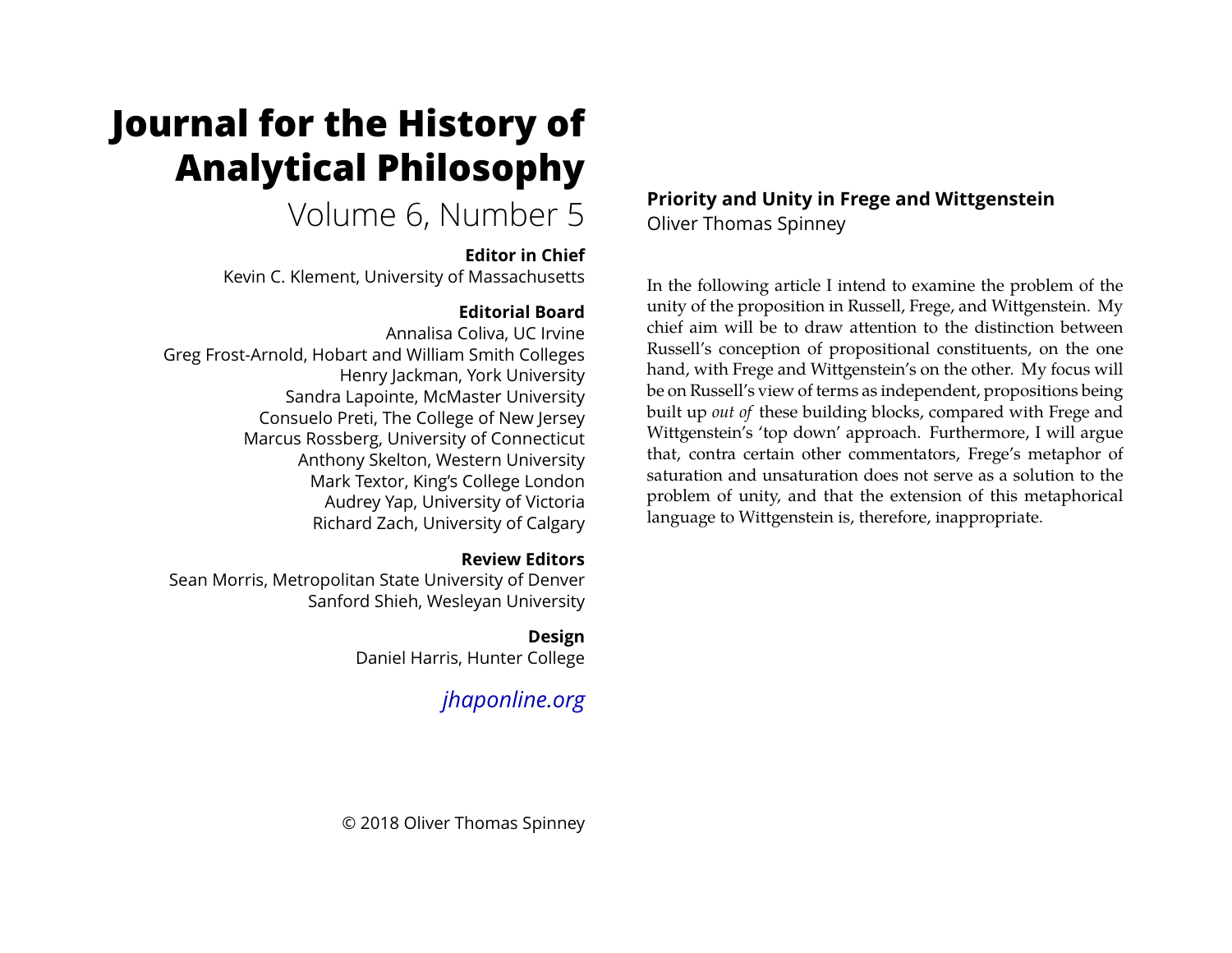# Journal for the History of Analytical Philosophy

Volume 6, Number 5

**Editor in Chief**
Kevin C. Klement, University of Massachusetts

**Editorial Board**
Annalisa Coliva, UC Irvine
Greg Frost-Arnold, Hobart and William Smith Colleges
Henry Jackman, York University
Sandra Lapointe, McMaster University
Consuelo Preti, The College of New Jersey
Marcus Rossberg, University of Connecticut
Anthony Skelton, Western University
Mark Textor, King's College London
Audrey Yap, University of Victoria
Richard Zach, University of Calgary

**Review Editors**
Sean Morris, Metropolitan State University of Denver
Sanford Shieh, Wesleyan University

**Design**
Daniel Harris, Hunter College

*jhaponline.org*

© 2018 Oliver Thomas Spinney

## Priority and Unity in Frege and Wittgenstein

Oliver Thomas Spinney

In the following article I intend to examine the problem of the unity of the proposition in Russell, Frege, and Wittgenstein. My chief aim will be to draw attention to the distinction between Russell's conception of propositional constituents, on the one hand, with Frege and Wittgenstein's on the other. My focus will be on Russell's view of terms as independent, propositions being built up *out of* these building blocks, compared with Frege and Wittgenstein's 'top down' approach. Furthermore, I will argue that, contra certain other commentators, Frege's metaphor of saturation and unsaturation does not serve as a solution to the problem of unity, and that the extension of this metaphorical language to Wittgenstein is, therefore, inappropriate.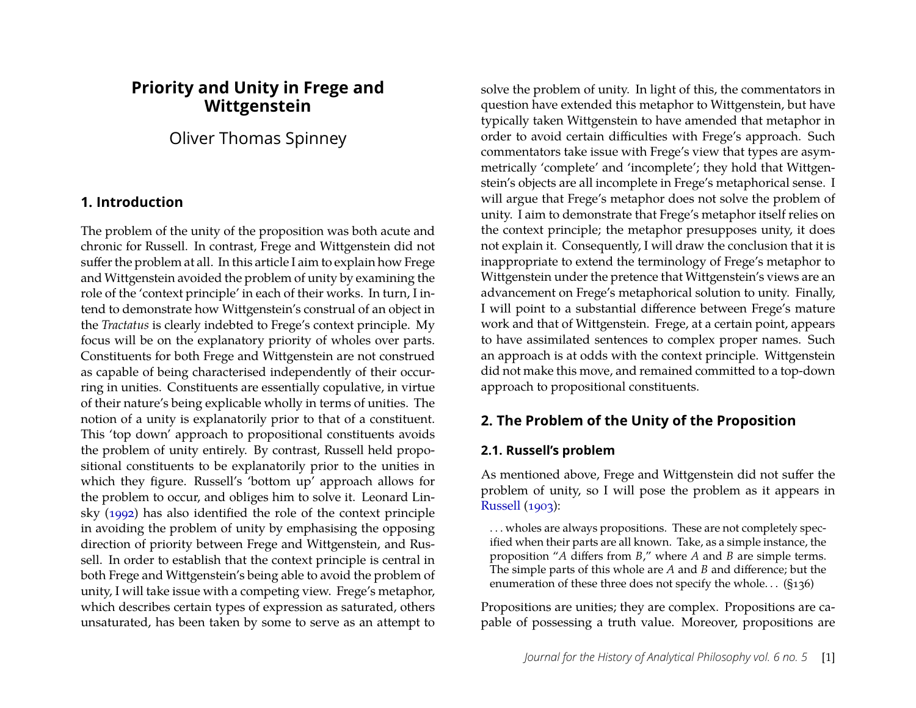# Priority and Unity in Frege and Wittgenstein

Oliver Thomas Spinney

## 1. Introduction

The problem of the unity of the proposition was both acute and chronic for Russell. In contrast, Frege and Wittgenstein did not suffer the problem at all. In this article I aim to explain how Frege and Wittgenstein avoided the problem of unity by examining the role of the 'context principle' in each of their works. In turn, I intend to demonstrate how Wittgenstein's construal of an object in the *Tractatus* is clearly indebted to Frege's context principle. My focus will be on the explanatory priority of wholes over parts. Constituents for both Frege and Wittgenstein are not construed as capable of being characterised independently of their occurring in unities. Constituents are essentially copulative, in virtue of their nature's being explicable wholly in terms of unities. The notion of a unity is explanatorily prior to that of a constituent. This 'top down' approach to propositional constituents avoids the problem of unity entirely. By contrast, Russell held propositional constituents to be explanatorily prior to the unities in which they figure. Russell's 'bottom up' approach allows for the problem to occur, and obliges him to solve it. Leonard Linsky (1992) has also identified the role of the context principle in avoiding the problem of unity by emphasising the opposing direction of priority between Frege and Wittgenstein, and Russell. In order to establish that the context principle is central in both Frege and Wittgenstein's being able to avoid the problem of unity, I will take issue with a competing view. Frege's metaphor, which describes certain types of expression as saturated, others unsaturated, has been taken by some to serve as an attempt to solve the problem of unity. In light of this, the commentators in question have extended this metaphor to Wittgenstein, but have typically taken Wittgenstein to have amended that metaphor in order to avoid certain difficulties with Frege's approach. Such commentators take issue with Frege's view that types are asymmetrically 'complete' and 'incomplete'; they hold that Wittgenstein's objects are all incomplete in Frege's metaphorical sense. I will argue that Frege's metaphor does not solve the problem of unity. I aim to demonstrate that Frege's metaphor itself relies on the context principle; the metaphor presupposes unity, it does not explain it. Consequently, I will draw the conclusion that it is inappropriate to extend the terminology of Frege's metaphor to Wittgenstein under the pretence that Wittgenstein's views are an advancement on Frege's metaphorical solution to unity. Finally, I will point to a substantial difference between Frege's mature work and that of Wittgenstein. Frege, at a certain point, appears to have assimilated sentences to complex proper names. Such an approach is at odds with the context principle. Wittgenstein did not make this move, and remained committed to a top-down approach to propositional constituents.

## 2. The Problem of the Unity of the Proposition

### 2.1. Russell's problem

As mentioned above, Frege and Wittgenstein did not suffer the problem of unity, so I will pose the problem as it appears in Russell (1903):

> ... wholes are always propositions. These are not completely specified when their parts are all known. Take, as a simple instance, the proposition "*A* differs from *B*," where *A* and *B* are simple terms. The simple parts of this whole are *A* and *B* and difference; but the enumeration of these three does not specify the whole... (§136)

Propositions are unities; they are complex. Propositions are capable of possessing a truth value. Moreover, propositions are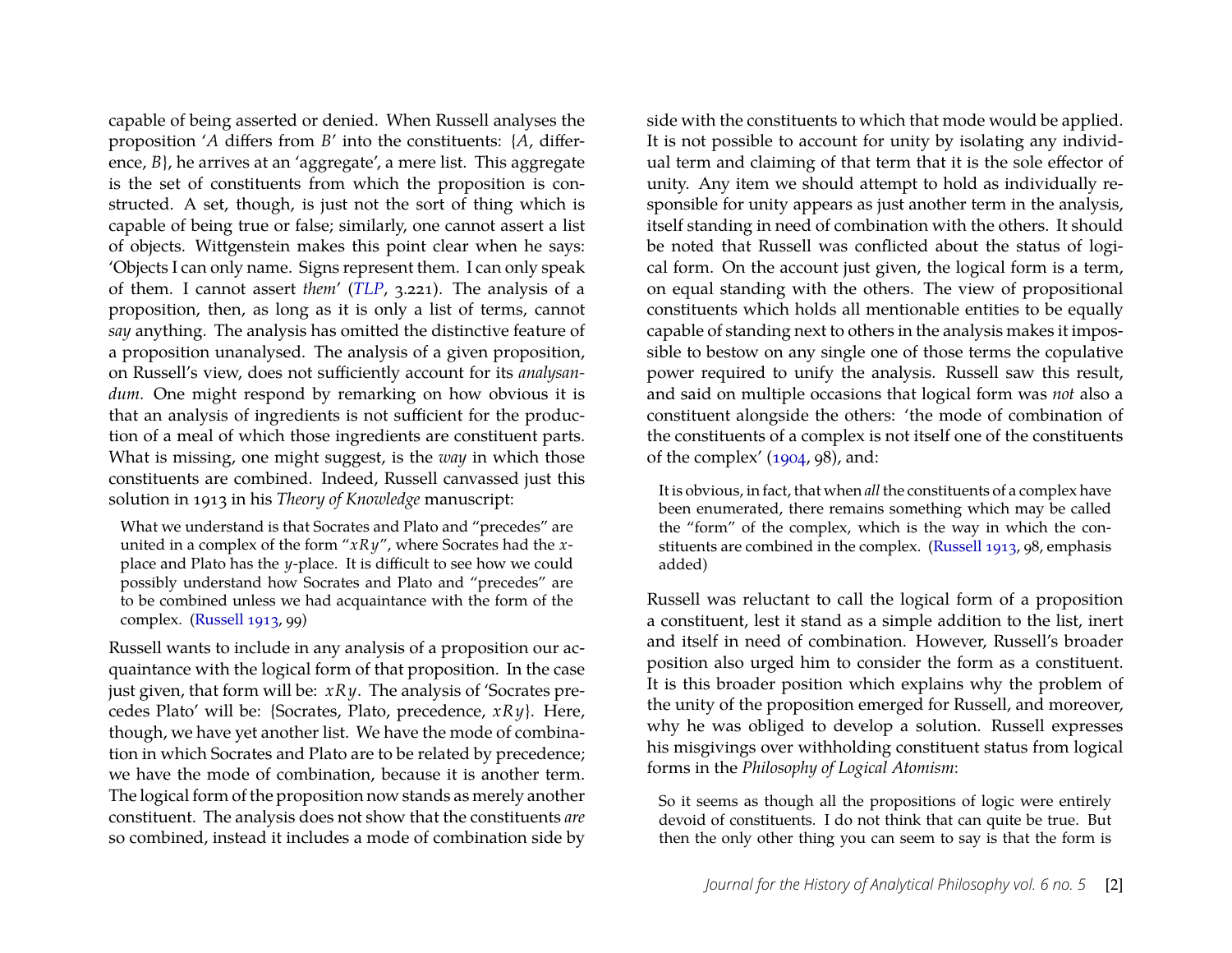capable of being asserted or denied. When Russell analyses the proposition '*A* differs from *B*' into the constituents: {*A*, difference, *B*}, he arrives at an 'aggregate', a mere list. This aggregate is the set of constituents from which the proposition is constructed. A set, though, is just not the sort of thing which is capable of being true or false; similarly, one cannot assert a list of objects. Wittgenstein makes this point clear when he says: 'Objects I can only name. Signs represent them. I can only speak of them. I cannot assert *them*' (*TLP*, 3.221). The analysis of a proposition, then, as long as it is only a list of terms, cannot *say* anything. The analysis has omitted the distinctive feature of a proposition unanalysed. The analysis of a given proposition, on Russell's view, does not sufficiently account for its *analysandum*. One might respond by remarking on how obvious it is that an analysis of ingredients is not sufficient for the production of a meal of which those ingredients are constituent parts. What is missing, one might suggest, is the *way* in which those constituents are combined. Indeed, Russell canvassed just this solution in 1913 in his *Theory of Knowledge* manuscript:

> What we understand is that Socrates and Plato and "precedes" are united in a complex of the form "$xRy$", where Socrates had the $x$-place and Plato has the $y$-place. It is difficult to see how we could possibly understand how Socrates and Plato and "precedes" are to be combined unless we had acquaintance with the form of the complex. (Russell 1913, 99)

Russell wants to include in any analysis of a proposition our acquaintance with the logical form of that proposition. In the case just given, that form will be: $xRy$. The analysis of 'Socrates precedes Plato' will be: {Socrates, Plato, precedence, $xRy$}. Here, though, we have yet another list. We have the mode of combination in which Socrates and Plato are to be related by precedence; we have the mode of combination, because it is another term. The logical form of the proposition now stands as merely another constituent. The analysis does not show that the constituents *are* so combined, instead it includes a mode of combination side by side with the constituents to which that mode would be applied. It is not possible to account for unity by isolating any individual term and claiming of that term that it is the sole effector of unity. Any item we should attempt to hold as individually responsible for unity appears as just another term in the analysis, itself standing in need of combination with the others. It should be noted that Russell was conflicted about the status of logical form. On the account just given, the logical form is a term, on equal standing with the others. The view of propositional constituents which holds all mentionable entities to be equally capable of standing next to others in the analysis makes it impossible to bestow on any single one of those terms the copulative power required to unify the analysis. Russell saw this result, and said on multiple occasions that logical form was *not* also a constituent alongside the others: 'the mode of combination of the constituents of a complex is not itself one of the constituents of the complex' (1904, 98), and:

> It is obvious, in fact, that when *all* the constituents of a complex have been enumerated, there remains something which may be called the "form" of the complex, which is the way in which the constituents are combined in the complex. (Russell 1913, 98, emphasis added)

Russell was reluctant to call the logical form of a proposition a constituent, lest it stand as a simple addition to the list, inert and itself in need of combination. However, Russell's broader position also urged him to consider the form as a constituent. It is this broader position which explains why the problem of the unity of the proposition emerged for Russell, and moreover, why he was obliged to develop a solution. Russell expresses his misgivings over withholding constituent status from logical forms in the *Philosophy of Logical Atomism*:

> So it seems as though all the propositions of logic were entirely devoid of constituents. I do not think that can quite be true. But then the only other thing you can seem to say is that the form is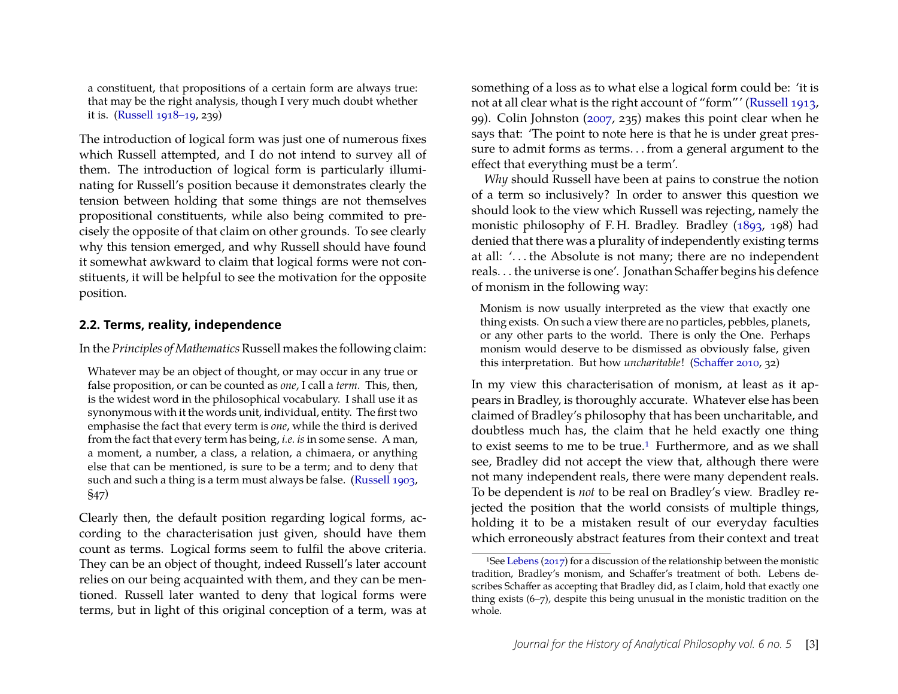> a constituent, that propositions of a certain form are always true: that may be the right analysis, though I very much doubt whether it is. (Russell 1918–19, 239)

The introduction of logical form was just one of numerous fixes which Russell attempted, and I do not intend to survey all of them. The introduction of logical form is particularly illuminating for Russell's position because it demonstrates clearly the tension between holding that some things are not themselves propositional constituents, while also being commited to precisely the opposite of that claim on other grounds. To see clearly why this tension emerged, and why Russell should have found it somewhat awkward to claim that logical forms were not constituents, it will be helpful to see the motivation for the opposite position.

### 2.2. Terms, reality, independence

In the *Principles of Mathematics* Russell makes the following claim:

> Whatever may be an object of thought, or may occur in any true or false proposition, or can be counted as *one*, I call a *term*. This, then, is the widest word in the philosophical vocabulary. I shall use it as synonymous with it the words unit, individual, entity. The first two emphasise the fact that every term is *one*, while the third is derived from the fact that every term has being, *i.e. is* in some sense. A man, a moment, a number, a class, a relation, a chimaera, or anything else that can be mentioned, is sure to be a term; and to deny that such and such a thing is a term must always be false. (Russell 1903, §47)

Clearly then, the default position regarding logical forms, according to the characterisation just given, should have them count as terms. Logical forms seem to fulfil the above criteria. They can be an object of thought, indeed Russell's later account relies on our being acquainted with them, and they can be mentioned. Russell later wanted to deny that logical forms were terms, but in light of this original conception of a term, was at something of a loss as to what else a logical form could be: 'it is not at all clear what is the right account of "form"' (Russell 1913, 99). Colin Johnston (2007, 235) makes this point clear when he says that: 'The point to note here is that he is under great pressure to admit forms as terms... from a general argument to the effect that everything must be a term'.

*Why* should Russell have been at pains to construe the notion of a term so inclusively? In order to answer this question we should look to the view which Russell was rejecting, namely the monistic philosophy of F. H. Bradley. Bradley (1893, 198) had denied that there was a plurality of independently existing terms at all: '... the Absolute is not many; there are no independent reals... the universe is one'. Jonathan Schaffer begins his defence of monism in the following way:

> Monism is now usually interpreted as the view that exactly one thing exists. On such a view there are no particles, pebbles, planets, or any other parts to the world. There is only the One. Perhaps monism would deserve to be dismissed as obviously false, given this interpretation. But how *uncharitable*! (Schaffer 2010, 32)

In my view this characterisation of monism, at least as it appears in Bradley, is thoroughly accurate. Whatever else has been claimed of Bradley's philosophy that has been uncharitable, and doubtless much has, the claim that he held exactly one thing to exist seems to me to be true.[1] Furthermore, and as we shall see, Bradley did not accept the view that, although there were not many independent reals, there were many dependent reals. To be dependent is *not* to be real on Bradley's view. Bradley rejected the position that the world consists of multiple things, holding it to be a mistaken result of our everyday faculties which erroneously abstract features from their context and treat

[1] See Lebens (2017) for a discussion of the relationship between the monistic tradition, Bradley's monism, and Schaffer's treatment of both. Lebens describes Schaffer as accepting that Bradley did, as I claim, hold that exactly one thing exists (6–7), despite this being unusual in the monistic tradition on the whole.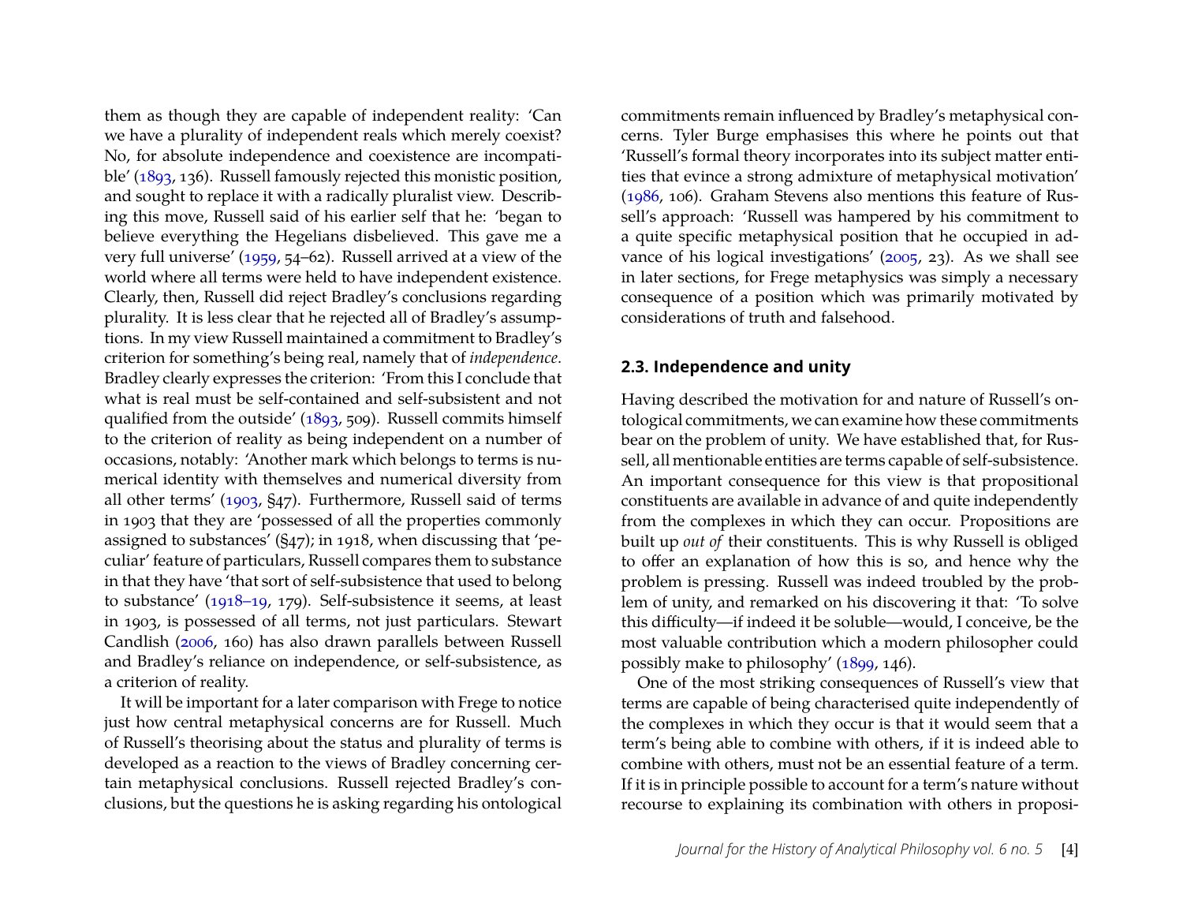them as though they are capable of independent reality: 'Can we have a plurality of independent reals which merely coexist? No, for absolute independence and coexistence are incompatible' (1893, 136). Russell famously rejected this monistic position, and sought to replace it with a radically pluralist view. Describing this move, Russell said of his earlier self that he: 'began to believe everything the Hegelians disbelieved. This gave me a very full universe' (1959, 54–62). Russell arrived at a view of the world where all terms were held to have independent existence. Clearly, then, Russell did reject Bradley's conclusions regarding plurality. It is less clear that he rejected all of Bradley's assumptions. In my view Russell maintained a commitment to Bradley's criterion for something's being real, namely that of *independence*. Bradley clearly expresses the criterion: 'From this I conclude that what is real must be self-contained and self-subsistent and not qualified from the outside' (1893, 509). Russell commits himself to the criterion of reality as being independent on a number of occasions, notably: 'Another mark which belongs to terms is numerical identity with themselves and numerical diversity from all other terms' (1903, §47). Furthermore, Russell said of terms in 1903 that they are 'possessed of all the properties commonly assigned to substances' (§47); in 1918, when discussing that 'peculiar' feature of particulars, Russell compares them to substance in that they have 'that sort of self-subsistence that used to belong to substance' (1918–19, 179). Self-subsistence it seems, at least in 1903, is possessed of all terms, not just particulars. Stewart Candlish (2006, 160) has also drawn parallels between Russell and Bradley's reliance on independence, or self-subsistence, as a criterion of reality.

It will be important for a later comparison with Frege to notice just how central metaphysical concerns are for Russell. Much of Russell's theorising about the status and plurality of terms is developed as a reaction to the views of Bradley concerning certain metaphysical conclusions. Russell rejected Bradley's conclusions, but the questions he is asking regarding his ontological commitments remain influenced by Bradley's metaphysical concerns. Tyler Burge emphasises this where he points out that 'Russell's formal theory incorporates into its subject matter entities that evince a strong admixture of metaphysical motivation' (1986, 106). Graham Stevens also mentions this feature of Russell's approach: 'Russell was hampered by his commitment to a quite specific metaphysical position that he occupied in advance of his logical investigations' (2005, 23). As we shall see in later sections, for Frege metaphysics was simply a necessary consequence of a position which was primarily motivated by considerations of truth and falsehood.

### 2.3. Independence and unity

Having described the motivation for and nature of Russell's ontological commitments, we can examine how these commitments bear on the problem of unity. We have established that, for Russell, all mentionable entities are terms capable of self-subsistence. An important consequence for this view is that propositional constituents are available in advance of and quite independently from the complexes in which they can occur. Propositions are built up *out of* their constituents. This is why Russell is obliged to offer an explanation of how this is so, and hence why the problem is pressing. Russell was indeed troubled by the problem of unity, and remarked on his discovering it that: 'To solve this difficulty—if indeed it be soluble—would, I conceive, be the most valuable contribution which a modern philosopher could possibly make to philosophy' (1899, 146).

One of the most striking consequences of Russell's view that terms are capable of being characterised quite independently of the complexes in which they occur is that it would seem that a term's being able to combine with others, if it is indeed able to combine with others, must not be an essential feature of a term. If it is in principle possible to account for a term's nature without recourse to explaining its combination with others in proposi-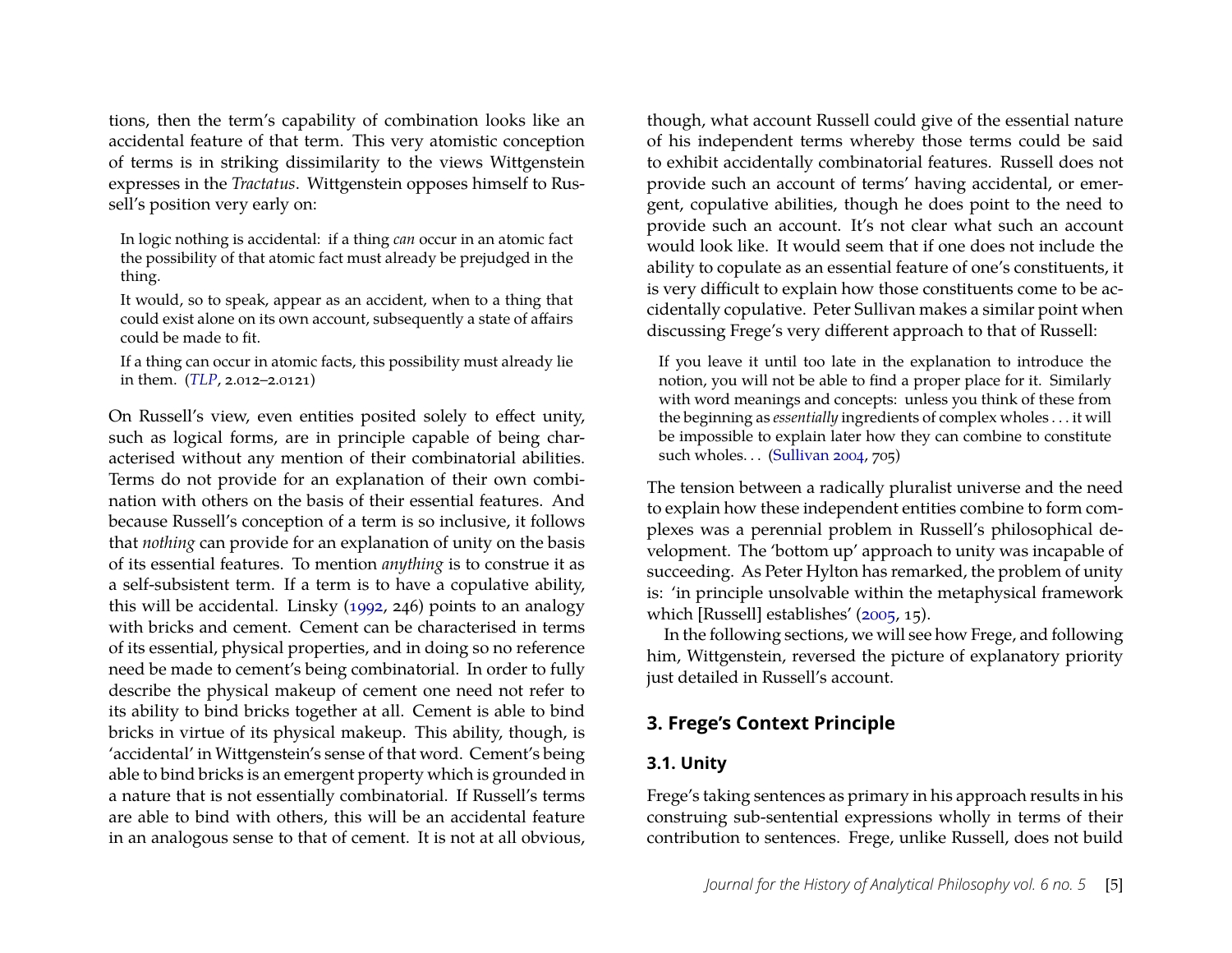tions, then the term's capability of combination looks like an accidental feature of that term. This very atomistic conception of terms is in striking dissimilarity to the views Wittgenstein expresses in the *Tractatus*. Wittgenstein opposes himself to Russell's position very early on:

> In logic nothing is accidental: if a thing *can* occur in an atomic fact the possibility of that atomic fact must already be prejudged in the thing.
>
> It would, so to speak, appear as an accident, when to a thing that could exist alone on its own account, subsequently a state of affairs could be made to fit.
>
> If a thing can occur in atomic facts, this possibility must already lie in them. (*TLP*, 2.012–2.0121)

On Russell's view, even entities posited solely to effect unity, such as logical forms, are in principle capable of being characterised without any mention of their combinatorial abilities. Terms do not provide for an explanation of their own combination with others on the basis of their essential features. And because Russell's conception of a term is so inclusive, it follows that *nothing* can provide for an explanation of unity on the basis of its essential features. To mention *anything* is to construe it as a self-subsistent term. If a term is to have a copulative ability, this will be accidental. Linsky (1992, 246) points to an analogy with bricks and cement. Cement can be characterised in terms of its essential, physical properties, and in doing so no reference need be made to cement's being combinatorial. In order to fully describe the physical makeup of cement one need not refer to its ability to bind bricks together at all. Cement is able to bind bricks in virtue of its physical makeup. This ability, though, is 'accidental' in Wittgenstein's sense of that word. Cement's being able to bind bricks is an emergent property which is grounded in a nature that is not essentially combinatorial. If Russell's terms are able to bind with others, this will be an accidental feature in an analogous sense to that of cement. It is not at all obvious, though, what account Russell could give of the essential nature of his independent terms whereby those terms could be said to exhibit accidentally combinatorial features. Russell does not provide such an account of terms' having accidental, or emergent, copulative abilities, though he does point to the need to provide such an account. It's not clear what such an account would look like. It would seem that if one does not include the ability to copulate as an essential feature of one's constituents, it is very difficult to explain how those constituents come to be accidentally copulative. Peter Sullivan makes a similar point when discussing Frege's very different approach to that of Russell:

> If you leave it until too late in the explanation to introduce the notion, you will not be able to find a proper place for it. Similarly with word meanings and concepts: unless you think of these from the beginning as *essentially* ingredients of complex wholes . . . it will be impossible to explain later how they can combine to constitute such wholes. . . (Sullivan 2004, 705)

The tension between a radically pluralist universe and the need to explain how these independent entities combine to form complexes was a perennial problem in Russell's philosophical development. The 'bottom up' approach to unity was incapable of succeeding. As Peter Hylton has remarked, the problem of unity is: 'in principle unsolvable within the metaphysical framework which [Russell] establishes' (2005, 15).

In the following sections, we will see how Frege, and following him, Wittgenstein, reversed the picture of explanatory priority just detailed in Russell's account.

## 3. Frege's Context Principle

### 3.1. Unity

Frege's taking sentences as primary in his approach results in his construing sub-sentential expressions wholly in terms of their contribution to sentences. Frege, unlike Russell, does not build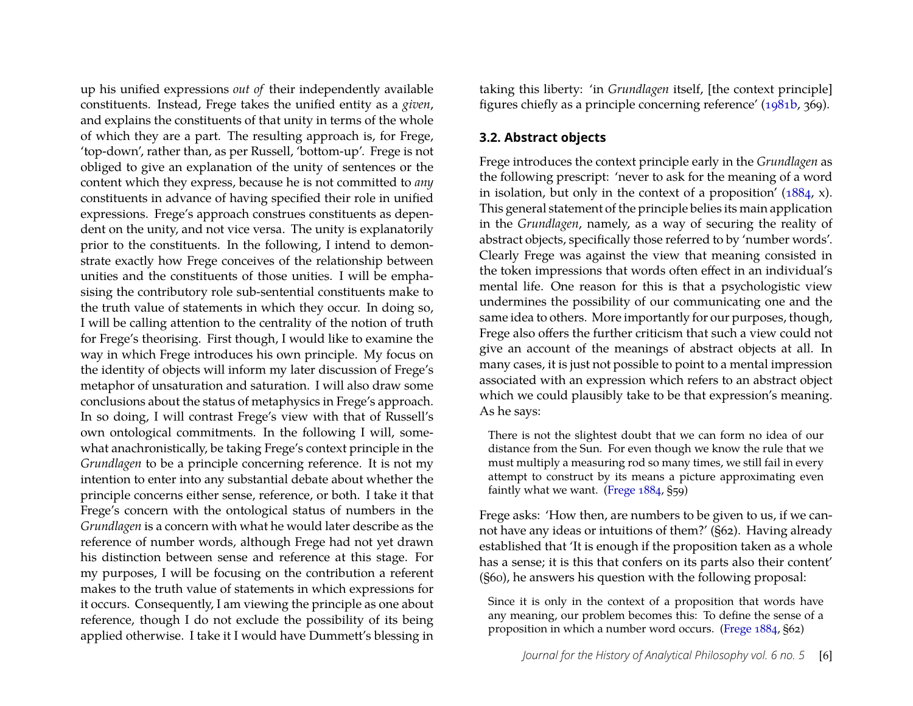up his unified expressions *out of* their independently available constituents. Instead, Frege takes the unified entity as a *given*, and explains the constituents of that unity in terms of the whole of which they are a part. The resulting approach is, for Frege, 'top-down', rather than, as per Russell, 'bottom-up'. Frege is not obliged to give an explanation of the unity of sentences or the content which they express, because he is not committed to *any* constituents in advance of having specified their role in unified expressions. Frege's approach construes constituents as dependent on the unity, and not vice versa. The unity is explanatorily prior to the constituents. In the following, I intend to demonstrate exactly how Frege conceives of the relationship between unities and the constituents of those unities. I will be emphasising the contributory role sub-sentential constituents make to the truth value of statements in which they occur. In doing so, I will be calling attention to the centrality of the notion of truth for Frege's theorising. First though, I would like to examine the way in which Frege introduces his own principle. My focus on the identity of objects will inform my later discussion of Frege's metaphor of unsaturation and saturation. I will also draw some conclusions about the status of metaphysics in Frege's approach. In so doing, I will contrast Frege's view with that of Russell's own ontological commitments. In the following I will, somewhat anachronistically, be taking Frege's context principle in the *Grundlagen* to be a principle concerning reference. It is not my intention to enter into any substantial debate about whether the principle concerns either sense, reference, or both. I take it that Frege's concern with the ontological status of numbers in the *Grundlagen* is a concern with what he would later describe as the reference of number words, although Frege had not yet drawn his distinction between sense and reference at this stage. For my purposes, I will be focusing on the contribution a referent makes to the truth value of statements in which expressions for it occurs. Consequently, I am viewing the principle as one about reference, though I do not exclude the possibility of its being applied otherwise. I take it I would have Dummett's blessing in taking this liberty: 'in *Grundlagen* itself, [the context principle] figures chiefly as a principle concerning reference' (1981b, 369).

### 3.2. Abstract objects

Frege introduces the context principle early in the *Grundlagen* as the following prescript: 'never to ask for the meaning of a word in isolation, but only in the context of a proposition' (1884, x). This general statement of the principle belies its main application in the *Grundlagen*, namely, as a way of securing the reality of abstract objects, specifically those referred to by 'number words'. Clearly Frege was against the view that meaning consisted in the token impressions that words often effect in an individual's mental life. One reason for this is that a psychologistic view undermines the possibility of our communicating one and the same idea to others. More importantly for our purposes, though, Frege also offers the further criticism that such a view could not give an account of the meanings of abstract objects at all. In many cases, it is just not possible to point to a mental impression associated with an expression which refers to an abstract object which we could plausibly take to be that expression's meaning. As he says:

> There is not the slightest doubt that we can form no idea of our distance from the Sun. For even though we know the rule that we must multiply a measuring rod so many times, we still fail in every attempt to construct by its means a picture approximating even faintly what we want. (Frege 1884, §59)

Frege asks: 'How then, are numbers to be given to us, if we cannot have any ideas or intuitions of them?' (§62). Having already established that 'It is enough if the proposition taken as a whole has a sense; it is this that confers on its parts also their content' (§60), he answers his question with the following proposal:

> Since it is only in the context of a proposition that words have any meaning, our problem becomes this: To define the sense of a proposition in which a number word occurs. (Frege 1884, §62)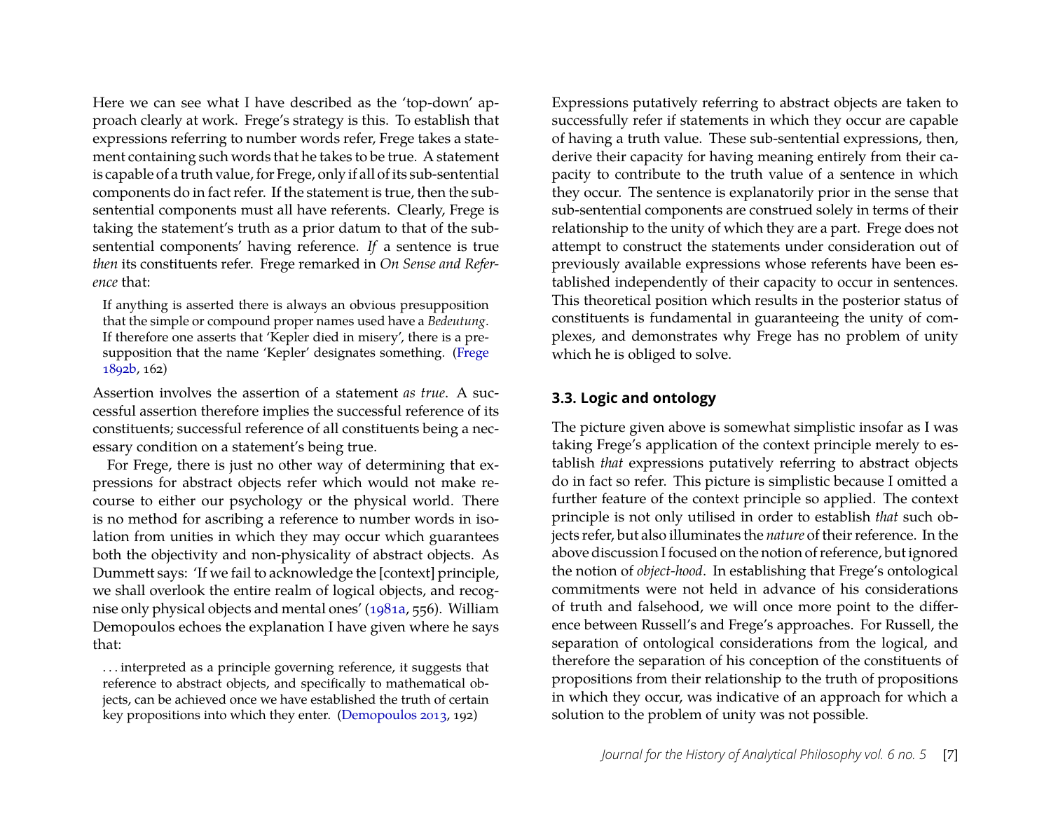Here we can see what I have described as the 'top-down' approach clearly at work. Frege's strategy is this. To establish that expressions referring to number words refer, Frege takes a statement containing such words that he takes to be true. A statement is capable of a truth value, for Frege, only if all of its sub-sentential components do in fact refer. If the statement is true, then the sub-sentential components must all have referents. Clearly, Frege is taking the statement's truth as a prior datum to that of the sub-sentential components' having reference. *If* a sentence is true *then* its constituents refer. Frege remarked in *On Sense and Reference* that:

> If anything is asserted there is always an obvious presupposition that the simple or compound proper names used have a *Bedeutung*. If therefore one asserts that 'Kepler died in misery', there is a presupposition that the name 'Kepler' designates something. (Frege 1892b, 162)

Assertion involves the assertion of a statement *as true*. A successful assertion therefore implies the successful reference of its constituents; successful reference of all constituents being a necessary condition on a statement's being true.

For Frege, there is just no other way of determining that expressions for abstract objects refer which would not make recourse to either our psychology or the physical world. There is no method for ascribing a reference to number words in isolation from unities in which they may occur which guarantees both the objectivity and non-physicality of abstract objects. As Dummett says: 'If we fail to acknowledge the [context] principle, we shall overlook the entire realm of logical objects, and recognise only physical objects and mental ones' (1981a, 556). William Demopoulos echoes the explanation I have given where he says that:

> . . . interpreted as a principle governing reference, it suggests that reference to abstract objects, and specifically to mathematical objects, can be achieved once we have established the truth of certain key propositions into which they enter. (Demopoulos 2013, 192)

Expressions putatively referring to abstract objects are taken to successfully refer if statements in which they occur are capable of having a truth value. These sub-sentential expressions, then, derive their capacity for having meaning entirely from their capacity to contribute to the truth value of a sentence in which they occur. The sentence is explanatorily prior in the sense that sub-sentential components are construed solely in terms of their relationship to the unity of which they are a part. Frege does not attempt to construct the statements under consideration out of previously available expressions whose referents have been established independently of their capacity to occur in sentences. This theoretical position which results in the posterior status of constituents is fundamental in guaranteeing the unity of complexes, and demonstrates why Frege has no problem of unity which he is obliged to solve.

### 3.3. Logic and ontology

The picture given above is somewhat simplistic insofar as I was taking Frege's application of the context principle merely to establish *that* expressions putatively referring to abstract objects do in fact so refer. This picture is simplistic because I omitted a further feature of the context principle so applied. The context principle is not only utilised in order to establish *that* such objects refer, but also illuminates the *nature* of their reference. In the above discussion I focused on the notion of reference, but ignored the notion of *object-hood*. In establishing that Frege's ontological commitments were not held in advance of his considerations of truth and falsehood, we will once more point to the difference between Russell's and Frege's approaches. For Russell, the separation of ontological considerations from the logical, and therefore the separation of his conception of the constituents of propositions from their relationship to the truth of propositions in which they occur, was indicative of an approach for which a solution to the problem of unity was not possible.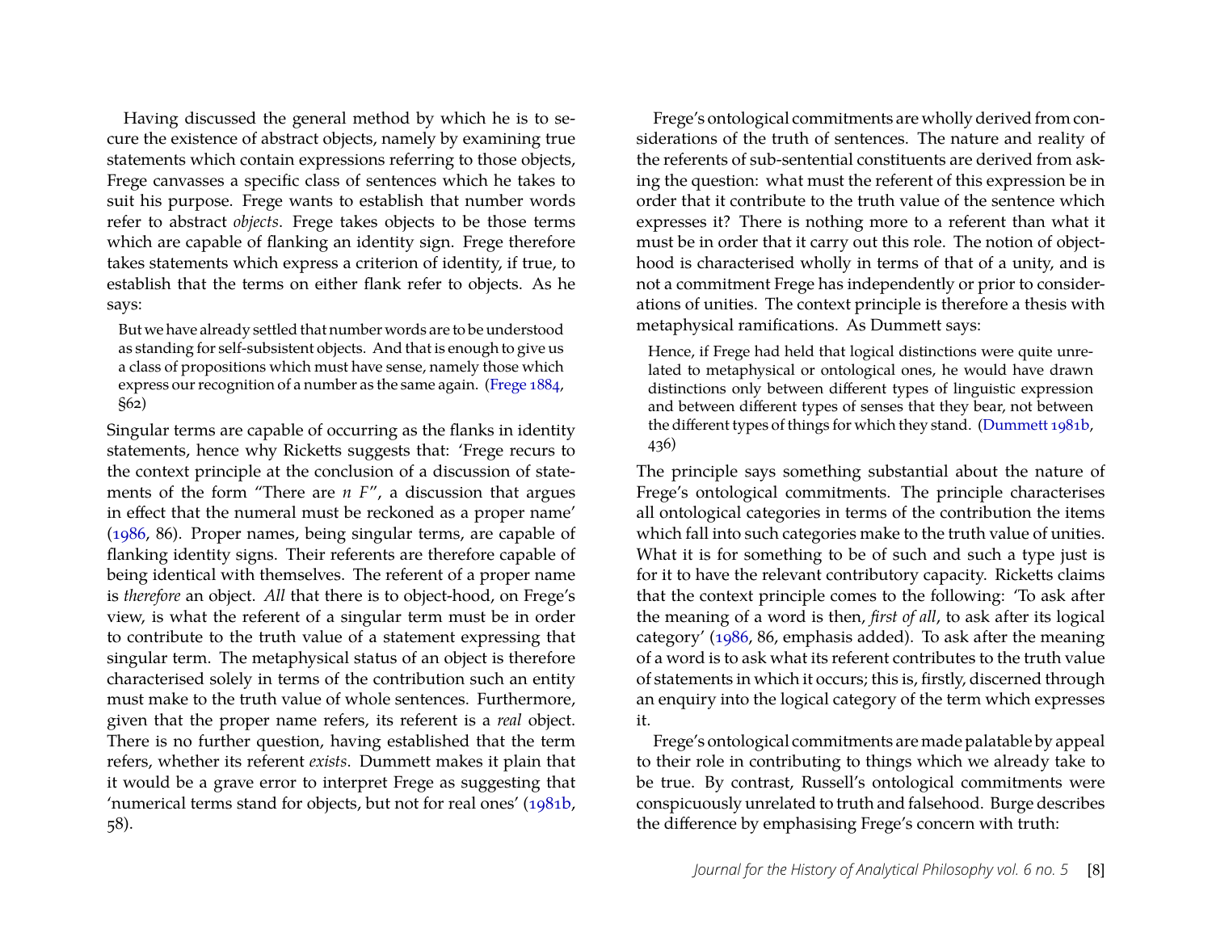Having discussed the general method by which he is to secure the existence of abstract objects, namely by examining true statements which contain expressions referring to those objects, Frege canvasses a specific class of sentences which he takes to suit his purpose. Frege wants to establish that number words refer to abstract *objects*. Frege takes objects to be those terms which are capable of flanking an identity sign. Frege therefore takes statements which express a criterion of identity, if true, to establish that the terms on either flank refer to objects. As he says:

> But we have already settled that number words are to be understood as standing for self-subsistent objects. And that is enough to give us a class of propositions which must have sense, namely those which express our recognition of a number as the same again. (Frege 1884, §62)

Singular terms are capable of occurring as the flanks in identity statements, hence why Ricketts suggests that: 'Frege recurs to the context principle at the conclusion of a discussion of statements of the form "There are *n F*", a discussion that argues in effect that the numeral must be reckoned as a proper name' (1986, 86). Proper names, being singular terms, are capable of flanking identity signs. Their referents are therefore capable of being identical with themselves. The referent of a proper name is *therefore* an object. *All* that there is to object-hood, on Frege's view, is what the referent of a singular term must be in order to contribute to the truth value of a statement expressing that singular term. The metaphysical status of an object is therefore characterised solely in terms of the contribution such an entity must make to the truth value of whole sentences. Furthermore, given that the proper name refers, its referent is a *real* object. There is no further question, having established that the term refers, whether its referent *exists*. Dummett makes it plain that it would be a grave error to interpret Frege as suggesting that 'numerical terms stand for objects, but not for real ones' (1981b, 58).

Frege's ontological commitments are wholly derived from considerations of the truth of sentences. The nature and reality of the referents of sub-sentential constituents are derived from asking the question: what must the referent of this expression be in order that it contribute to the truth value of the sentence which expresses it? There is nothing more to a referent than what it must be in order that it carry out this role. The notion of object-hood is characterised wholly in terms of that of a unity, and is not a commitment Frege has independently or prior to considerations of unities. The context principle is therefore a thesis with metaphysical ramifications. As Dummett says:

> Hence, if Frege had held that logical distinctions were quite unrelated to metaphysical or ontological ones, he would have drawn distinctions only between different types of linguistic expression and between different types of senses that they bear, not between the different types of things for which they stand. (Dummett 1981b, 436)

The principle says something substantial about the nature of Frege's ontological commitments. The principle characterises all ontological categories in terms of the contribution the items which fall into such categories make to the truth value of unities. What it is for something to be of such and such a type just is for it to have the relevant contributory capacity. Ricketts claims that the context principle comes to the following: 'To ask after the meaning of a word is then, *first of all*, to ask after its logical category' (1986, 86, emphasis added). To ask after the meaning of a word is to ask what its referent contributes to the truth value of statements in which it occurs; this is, firstly, discerned through an enquiry into the logical category of the term which expresses it.

Frege's ontological commitments are made palatable by appeal to their role in contributing to things which we already take to be true. By contrast, Russell's ontological commitments were conspicuously unrelated to truth and falsehood. Burge describes the difference by emphasising Frege's concern with truth: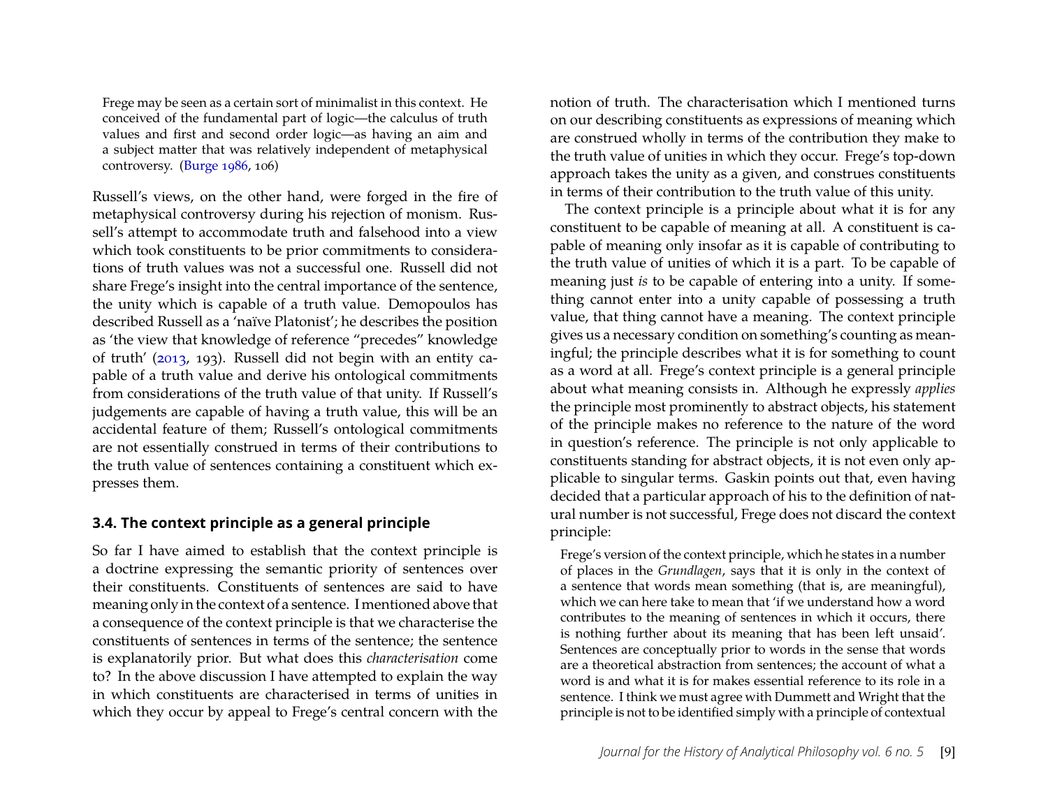> Frege may be seen as a certain sort of minimalist in this context. He conceived of the fundamental part of logic—the calculus of truth values and first and second order logic—as having an aim and a subject matter that was relatively independent of metaphysical controversy. (Burge 1986, 106)

Russell's views, on the other hand, were forged in the fire of metaphysical controversy during his rejection of monism. Russell's attempt to accommodate truth and falsehood into a view which took constituents to be prior commitments to considerations of truth values was not a successful one. Russell did not share Frege's insight into the central importance of the sentence, the unity which is capable of a truth value. Demopoulos has described Russell as a 'naïve Platonist'; he describes the position as 'the view that knowledge of reference "precedes" knowledge of truth' (2013, 193). Russell did not begin with an entity capable of a truth value and derive his ontological commitments from considerations of the truth value of that unity. If Russell's judgements are capable of having a truth value, this will be an accidental feature of them; Russell's ontological commitments are not essentially construed in terms of their contributions to the truth value of sentences containing a constituent which expresses them.

### 3.4. The context principle as a general principle

So far I have aimed to establish that the context principle is a doctrine expressing the semantic priority of sentences over their constituents. Constituents of sentences are said to have meaning only in the context of a sentence. I mentioned above that a consequence of the context principle is that we characterise the constituents of sentences in terms of the sentence; the sentence is explanatorily prior. But what does this *characterisation* come to? In the above discussion I have attempted to explain the way in which constituents are characterised in terms of unities in which they occur by appeal to Frege's central concern with the notion of truth. The characterisation which I mentioned turns on our describing constituents as expressions of meaning which are construed wholly in terms of the contribution they make to the truth value of unities in which they occur. Frege's top-down approach takes the unity as a given, and construes constituents in terms of their contribution to the truth value of this unity.

The context principle is a principle about what it is for any constituent to be capable of meaning at all. A constituent is capable of meaning only insofar as it is capable of contributing to the truth value of unities of which it is a part. To be capable of meaning just *is* to be capable of entering into a unity. If something cannot enter into a unity capable of possessing a truth value, that thing cannot have a meaning. The context principle gives us a necessary condition on something's counting as meaningful; the principle describes what it is for something to count as a word at all. Frege's context principle is a general principle about what meaning consists in. Although he expressly *applies* the principle most prominently to abstract objects, his statement of the principle makes no reference to the nature of the word in question's reference. The principle is not only applicable to constituents standing for abstract objects, it is not even only applicable to singular terms. Gaskin points out that, even having decided that a particular approach of his to the definition of natural number is not successful, Frege does not discard the context principle:

> Frege's version of the context principle, which he states in a number of places in the *Grundlagen*, says that it is only in the context of a sentence that words mean something (that is, are meaningful), which we can here take to mean that 'if we understand how a word contributes to the meaning of sentences in which it occurs, there is nothing further about its meaning that has been left unsaid'. Sentences are conceptually prior to words in the sense that words are a theoretical abstraction from sentences; the account of what a word is and what it is for makes essential reference to its role in a sentence. I think we must agree with Dummett and Wright that the principle is not to be identified simply with a principle of contextual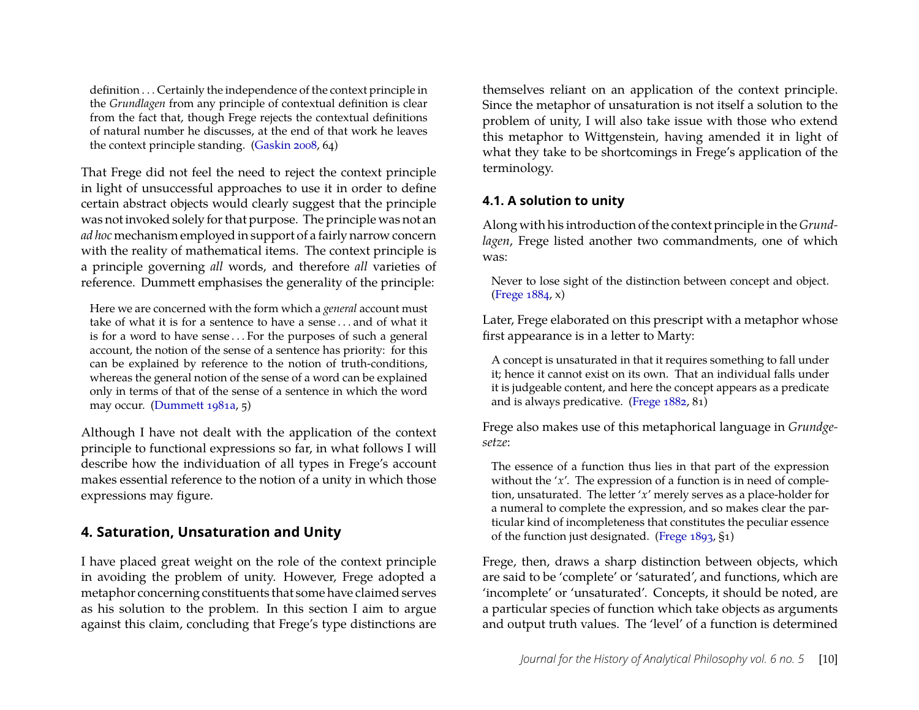> definition . . . Certainly the independence of the context principle in the *Grundlagen* from any principle of contextual definition is clear from the fact that, though Frege rejects the contextual definitions of natural number he discusses, at the end of that work he leaves the context principle standing. (Gaskin 2008, 64)

That Frege did not feel the need to reject the context principle in light of unsuccessful approaches to use it in order to define certain abstract objects would clearly suggest that the principle was not invoked solely for that purpose. The principle was not an *ad hoc* mechanism employed in support of a fairly narrow concern with the reality of mathematical items. The context principle is a principle governing *all* words, and therefore *all* varieties of reference. Dummett emphasises the generality of the principle:

> Here we are concerned with the form which a *general* account must take of what it is for a sentence to have a sense . . . and of what it is for a word to have sense . . . For the purposes of such a general account, the notion of the sense of a sentence has priority: for this can be explained by reference to the notion of truth-conditions, whereas the general notion of the sense of a word can be explained only in terms of that of the sense of a sentence in which the word may occur. (Dummett 1981a, 5)

Although I have not dealt with the application of the context principle to functional expressions so far, in what follows I will describe how the individuation of all types in Frege's account makes essential reference to the notion of a unity in which those expressions may figure.

## 4. Saturation, Unsaturation and Unity

I have placed great weight on the role of the context principle in avoiding the problem of unity. However, Frege adopted a metaphor concerning constituents that some have claimed serves as his solution to the problem. In this section I aim to argue against this claim, concluding that Frege's type distinctions are themselves reliant on an application of the context principle. Since the metaphor of unsaturation is not itself a solution to the problem of unity, I will also take issue with those who extend this metaphor to Wittgenstein, having amended it in light of what they take to be shortcomings in Frege's application of the terminology.

### 4.1. A solution to unity

Along with his introduction of the context principle in the *Grundlagen*, Frege listed another two commandments, one of which was:

> Never to lose sight of the distinction between concept and object. (Frege 1884, x)

Later, Frege elaborated on this prescript with a metaphor whose first appearance is in a letter to Marty:

> A concept is unsaturated in that it requires something to fall under it; hence it cannot exist on its own. That an individual falls under it is judgeable content, and here the concept appears as a predicate and is always predicative. (Frege 1882, 81)

Frege also makes use of this metaphorical language in *Grundgesetze*:

> The essence of a function thus lies in that part of the expression without the '$x$'. The expression of a function is in need of completion, unsaturated. The letter '$x$' merely serves as a place-holder for a numeral to complete the expression, and so makes clear the particular kind of incompleteness that constitutes the peculiar essence of the function just designated. (Frege 1893, §1)

Frege, then, draws a sharp distinction between objects, which are said to be 'complete' or 'saturated', and functions, which are 'incomplete' or 'unsaturated'. Concepts, it should be noted, are a particular species of function which take objects as arguments and output truth values. The 'level' of a function is determined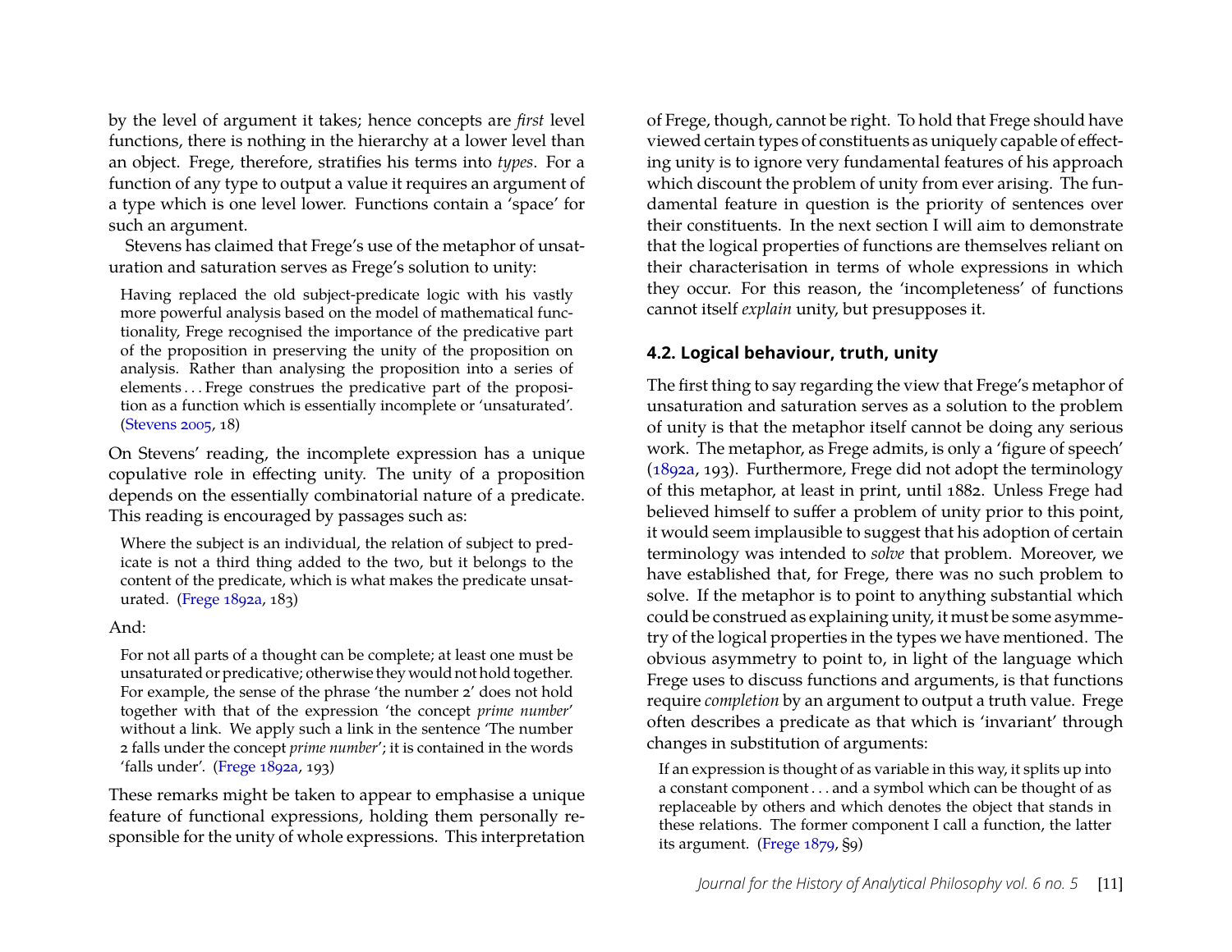by the level of argument it takes; hence concepts are *first* level functions, there is nothing in the hierarchy at a lower level than an object. Frege, therefore, stratifies his terms into *types*. For a function of any type to output a value it requires an argument of a type which is one level lower. Functions contain a 'space' for such an argument.

Stevens has claimed that Frege's use of the metaphor of unsaturation and saturation serves as Frege's solution to unity:

> Having replaced the old subject-predicate logic with his vastly more powerful analysis based on the model of mathematical functionality, Frege recognised the importance of the predicative part of the proposition in preserving the unity of the proposition on analysis. Rather than analysing the proposition into a series of elements . . . Frege construes the predicative part of the proposition as a function which is essentially incomplete or 'unsaturated'. (Stevens 2005, 18)

On Stevens' reading, the incomplete expression has a unique copulative role in effecting unity. The unity of a proposition depends on the essentially combinatorial nature of a predicate. This reading is encouraged by passages such as:

> Where the subject is an individual, the relation of subject to predicate is not a third thing added to the two, but it belongs to the content of the predicate, which is what makes the predicate unsaturated. (Frege 1892a, 183)

And:

> For not all parts of a thought can be complete; at least one must be unsaturated or predicative; otherwise they would not hold together. For example, the sense of the phrase 'the number 2' does not hold together with that of the expression 'the concept *prime number*' without a link. We apply such a link in the sentence 'The number 2 falls under the concept *prime number*'; it is contained in the words 'falls under'. (Frege 1892a, 193)

These remarks might be taken to appear to emphasise a unique feature of functional expressions, holding them personally responsible for the unity of whole expressions. This interpretation of Frege, though, cannot be right. To hold that Frege should have viewed certain types of constituents as uniquely capable of effecting unity is to ignore very fundamental features of his approach which discount the problem of unity from ever arising. The fundamental feature in question is the priority of sentences over their constituents. In the next section I will aim to demonstrate that the logical properties of functions are themselves reliant on their characterisation in terms of whole expressions in which they occur. For this reason, the 'incompleteness' of functions cannot itself *explain* unity, but presupposes it.

### 4.2. Logical behaviour, truth, unity

The first thing to say regarding the view that Frege's metaphor of unsaturation and saturation serves as a solution to the problem of unity is that the metaphor itself cannot be doing any serious work. The metaphor, as Frege admits, is only a 'figure of speech' (1892a, 193). Furthermore, Frege did not adopt the terminology of this metaphor, at least in print, until 1882. Unless Frege had believed himself to suffer a problem of unity prior to this point, it would seem implausible to suggest that his adoption of certain terminology was intended to *solve* that problem. Moreover, we have established that, for Frege, there was no such problem to solve. If the metaphor is to point to anything substantial which could be construed as explaining unity, it must be some asymmetry of the logical properties in the types we have mentioned. The obvious asymmetry to point to, in light of the language which Frege uses to discuss functions and arguments, is that functions require *completion* by an argument to output a truth value. Frege often describes a predicate as that which is 'invariant' through changes in substitution of arguments:

> If an expression is thought of as variable in this way, it splits up into a constant component . . . and a symbol which can be thought of as replaceable by others and which denotes the object that stands in these relations. The former component I call a function, the latter its argument. (Frege 1879, §9)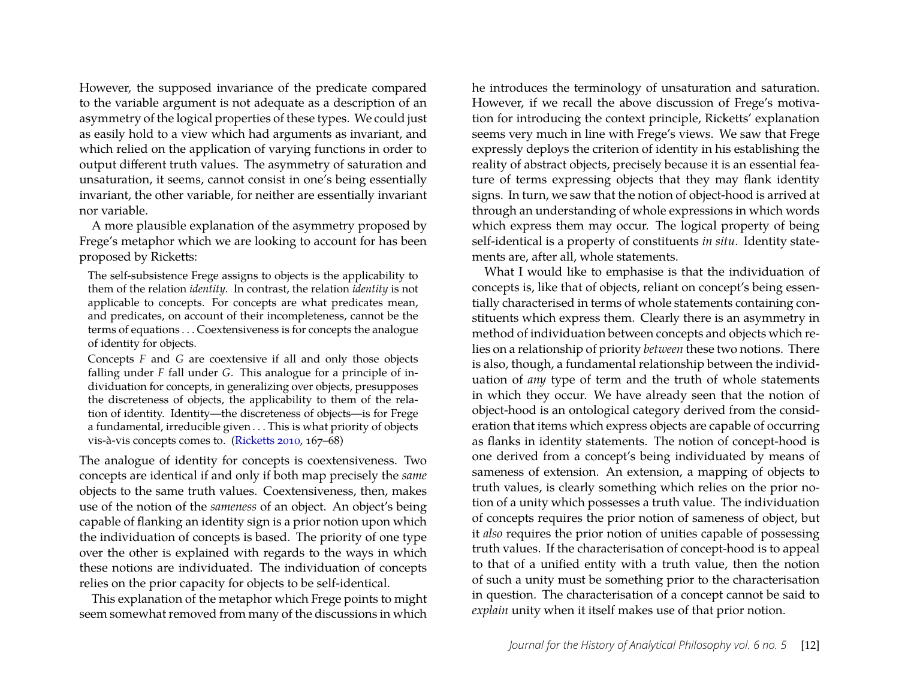However, the supposed invariance of the predicate compared to the variable argument is not adequate as a description of an asymmetry of the logical properties of these types. We could just as easily hold to a view which had arguments as invariant, and which relied on the application of varying functions in order to output different truth values. The asymmetry of saturation and unsaturation, it seems, cannot consist in one's being essentially invariant, the other variable, for neither are essentially invariant nor variable.

A more plausible explanation of the asymmetry proposed by Frege's metaphor which we are looking to account for has been proposed by Ricketts:

> The self-subsistence Frege assigns to objects is the applicability to them of the relation *identity*. In contrast, the relation *identity* is not applicable to concepts. For concepts are what predicates mean, and predicates, on account of their incompleteness, cannot be the terms of equations . . . Coextensiveness is for concepts the analogue of identity for objects.
>
> Concepts $F$ and $G$ are coextensive if all and only those objects falling under $F$ fall under $G$. This analogue for a principle of individuation for concepts, in generalizing over objects, presupposes the discreteness of objects, the applicability to them of the relation of identity. Identity—the discreteness of objects—is for Frege a fundamental, irreducible given . . . This is what priority of objects vis-à-vis concepts comes to. (Ricketts 2010, 167–68)

The analogue of identity for concepts is coextensiveness. Two concepts are identical if and only if both map precisely the *same* objects to the same truth values. Coextensiveness, then, makes use of the notion of the *sameness* of an object. An object's being capable of flanking an identity sign is a prior notion upon which the individuation of concepts is based. The priority of one type over the other is explained with regards to the ways in which these notions are individuated. The individuation of concepts relies on the prior capacity for objects to be self-identical.

This explanation of the metaphor which Frege points to might seem somewhat removed from many of the discussions in which he introduces the terminology of unsaturation and saturation. However, if we recall the above discussion of Frege's motivation for introducing the context principle, Ricketts' explanation seems very much in line with Frege's views. We saw that Frege expressly deploys the criterion of identity in his establishing the reality of abstract objects, precisely because it is an essential feature of terms expressing objects that they may flank identity signs. In turn, we saw that the notion of object-hood is arrived at through an understanding of whole expressions in which words which express them may occur. The logical property of being self-identical is a property of constituents *in situ*. Identity statements are, after all, whole statements.

What I would like to emphasise is that the individuation of concepts is, like that of objects, reliant on concept's being essentially characterised in terms of whole statements containing constituents which express them. Clearly there is an asymmetry in method of individuation between concepts and objects which relies on a relationship of priority *between* these two notions. There is also, though, a fundamental relationship between the individuation of *any* type of term and the truth of whole statements in which they occur. We have already seen that the notion of object-hood is an ontological category derived from the consideration that items which express objects are capable of occurring as flanks in identity statements. The notion of concept-hood is one derived from a concept's being individuated by means of sameness of extension. An extension, a mapping of objects to truth values, is clearly something which relies on the prior notion of a unity which possesses a truth value. The individuation of concepts requires the prior notion of sameness of object, but it *also* requires the prior notion of unities capable of possessing truth values. If the characterisation of concept-hood is to appeal to that of a unified entity with a truth value, then the notion of such a unity must be something prior to the characterisation in question. The characterisation of a concept cannot be said to *explain* unity when it itself makes use of that prior notion.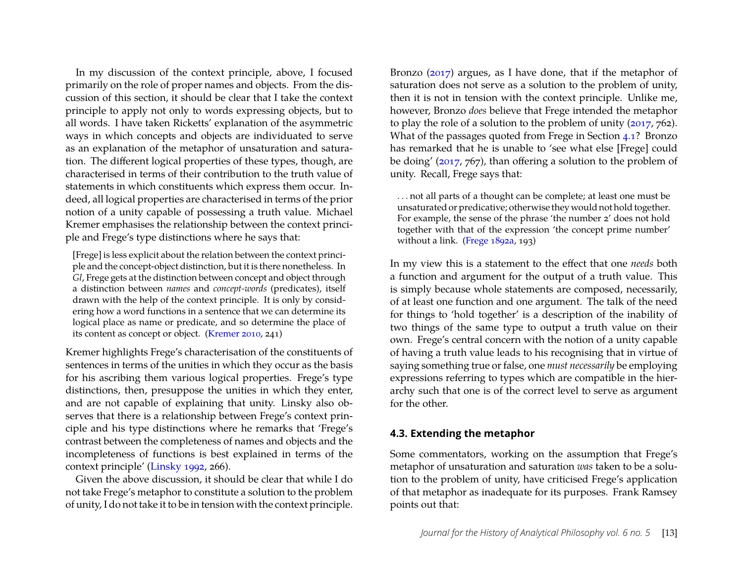In my discussion of the context principle, above, I focused primarily on the role of proper names and objects. From the discussion of this section, it should be clear that I take the context principle to apply not only to words expressing objects, but to all words. I have taken Ricketts' explanation of the asymmetric ways in which concepts and objects are individuated to serve as an explanation of the metaphor of unsaturation and saturation. The different logical properties of these types, though, are characterised in terms of their contribution to the truth value of statements in which constituents which express them occur. Indeed, all logical properties are characterised in terms of the prior notion of a unity capable of possessing a truth value. Michael Kremer emphasises the relationship between the context principle and Frege's type distinctions where he says that:

> [Frege] is less explicit about the relation between the context principle and the concept-object distinction, but it is there nonetheless. In *Gl*, Frege gets at the distinction between concept and object through a distinction between *names* and *concept-words* (predicates), itself drawn with the help of the context principle. It is only by considering how a word functions in a sentence that we can determine its logical place as name or predicate, and so determine the place of its content as concept or object. (Kremer 2010, 241)

Kremer highlights Frege's characterisation of the constituents of sentences in terms of the unities in which they occur as the basis for his ascribing them various logical properties. Frege's type distinctions, then, presuppose the unities in which they enter, and are not capable of explaining that unity. Linsky also observes that there is a relationship between Frege's context principle and his type distinctions where he remarks that 'Frege's contrast between the completeness of names and objects and the incompleteness of functions is best explained in terms of the context principle' (Linsky 1992, 266).

Given the above discussion, it should be clear that while I do not take Frege's metaphor to constitute a solution to the problem of unity, I do not take it to be in tension with the context principle. Bronzo (2017) argues, as I have done, that if the metaphor of saturation does not serve as a solution to the problem of unity, then it is not in tension with the context principle. Unlike me, however, Bronzo *does* believe that Frege intended the metaphor to play the role of a solution to the problem of unity (2017, 762). What of the passages quoted from Frege in Section 4.1? Bronzo has remarked that he is unable to 'see what else [Frege] could be doing' (2017, 767), than offering a solution to the problem of unity. Recall, Frege says that:

> . . . not all parts of a thought can be complete; at least one must be unsaturated or predicative; otherwise they would not hold together. For example, the sense of the phrase 'the number 2' does not hold together with that of the expression 'the concept prime number' without a link. (Frege 1892a, 193)

In my view this is a statement to the effect that one *needs* both a function and argument for the output of a truth value. This is simply because whole statements are composed, necessarily, of at least one function and one argument. The talk of the need for things to 'hold together' is a description of the inability of two things of the same type to output a truth value on their own. Frege's central concern with the notion of a unity capable of having a truth value leads to his recognising that in virtue of saying something true or false, one *must necessarily* be employing expressions referring to types which are compatible in the hierarchy such that one is of the correct level to serve as argument for the other.

### 4.3. Extending the metaphor

Some commentators, working on the assumption that Frege's metaphor of unsaturation and saturation *was* taken to be a solution to the problem of unity, have criticised Frege's application of that metaphor as inadequate for its purposes. Frank Ramsey points out that: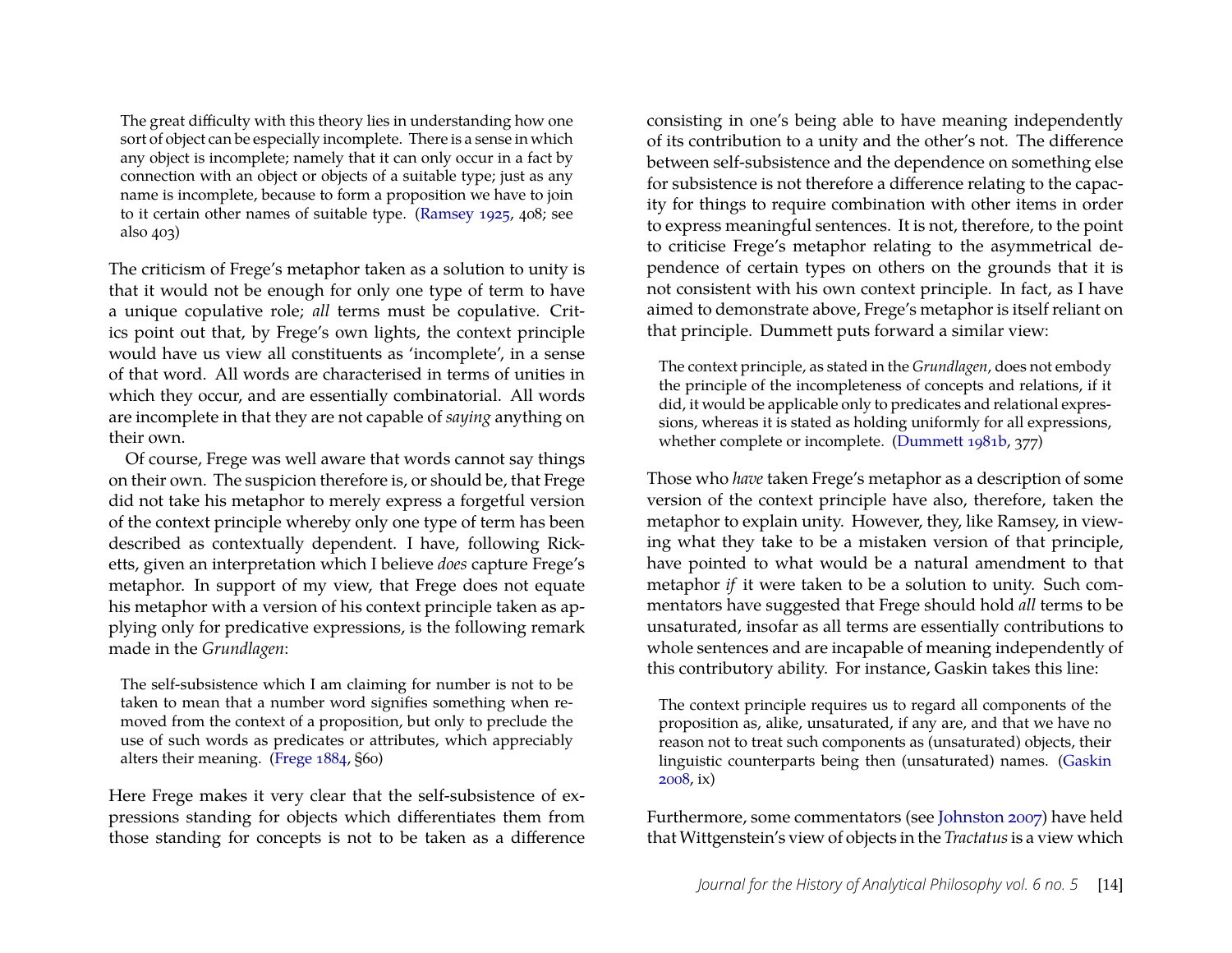> The great difficulty with this theory lies in understanding how one sort of object can be especially incomplete. There is a sense in which any object is incomplete; namely that it can only occur in a fact by connection with an object or objects of a suitable type; just as any name is incomplete, because to form a proposition we have to join to it certain other names of suitable type. (Ramsey 1925, 408; see also 403)

The criticism of Frege's metaphor taken as a solution to unity is that it would not be enough for only one type of term to have a unique copulative role; *all* terms must be copulative. Critics point out that, by Frege's own lights, the context principle would have us view all constituents as 'incomplete', in a sense of that word. All words are characterised in terms of unities in which they occur, and are essentially combinatorial. All words are incomplete in that they are not capable of *saying* anything on their own.

Of course, Frege was well aware that words cannot say things on their own. The suspicion therefore is, or should be, that Frege did not take his metaphor to merely express a forgetful version of the context principle whereby only one type of term has been described as contextually dependent. I have, following Ricketts, given an interpretation which I believe *does* capture Frege's metaphor. In support of my view, that Frege does not equate his metaphor with a version of his context principle taken as applying only for predicative expressions, is the following remark made in the *Grundlagen*:

> The self-subsistence which I am claiming for number is not to be taken to mean that a number word signifies something when removed from the context of a proposition, but only to preclude the use of such words as predicates or attributes, which appreciably alters their meaning. (Frege 1884, §60)

Here Frege makes it very clear that the self-subsistence of expressions standing for objects which differentiates them from those standing for concepts is not to be taken as a difference consisting in one's being able to have meaning independently of its contribution to a unity and the other's not. The difference between self-subsistence and the dependence on something else for subsistence is not therefore a difference relating to the capacity for things to require combination with other items in order to express meaningful sentences. It is not, therefore, to the point to criticise Frege's metaphor relating to the asymmetrical dependence of certain types on others on the grounds that it is not consistent with his own context principle. In fact, as I have aimed to demonstrate above, Frege's metaphor is itself reliant on that principle. Dummett puts forward a similar view:

> The context principle, as stated in the *Grundlagen*, does not embody the principle of the incompleteness of concepts and relations, if it did, it would be applicable only to predicates and relational expressions, whereas it is stated as holding uniformly for all expressions, whether complete or incomplete. (Dummett 1981b, 377)

Those who *have* taken Frege's metaphor as a description of some version of the context principle have also, therefore, taken the metaphor to explain unity. However, they, like Ramsey, in viewing what they take to be a mistaken version of that principle, have pointed to what would be a natural amendment to that metaphor *if* it were taken to be a solution to unity. Such commentators have suggested that Frege should hold *all* terms to be unsaturated, insofar as all terms are essentially contributions to whole sentences and are incapable of meaning independently of this contributory ability. For instance, Gaskin takes this line:

> The context principle requires us to regard all components of the proposition as, alike, unsaturated, if any are, and that we have no reason not to treat such components as (unsaturated) objects, their linguistic counterparts being then (unsaturated) names. (Gaskin 2008, ix)

Furthermore, some commentators (see Johnston 2007) have held that Wittgenstein's view of objects in the *Tractatus* is a view which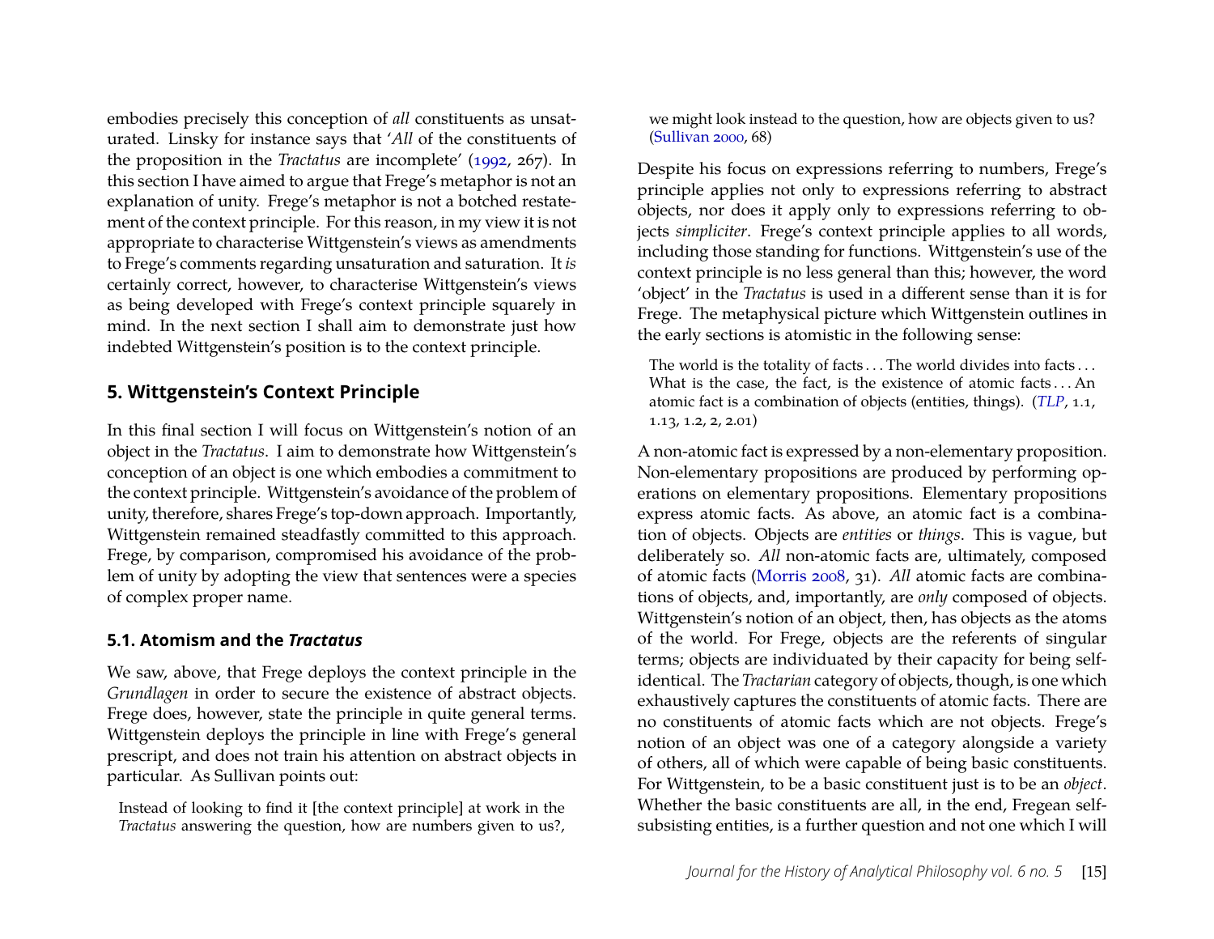embodies precisely this conception of *all* constituents as unsaturated. Linsky for instance says that '*All* of the constituents of the proposition in the *Tractatus* are incomplete' (1992, 267). In this section I have aimed to argue that Frege's metaphor is not an explanation of unity. Frege's metaphor is not a botched restatement of the context principle. For this reason, in my view it is not appropriate to characterise Wittgenstein's views as amendments to Frege's comments regarding unsaturation and saturation. It *is* certainly correct, however, to characterise Wittgenstein's views as being developed with Frege's context principle squarely in mind. In the next section I shall aim to demonstrate just how indebted Wittgenstein's position is to the context principle.

## 5. Wittgenstein's Context Principle

In this final section I will focus on Wittgenstein's notion of an object in the *Tractatus*. I aim to demonstrate how Wittgenstein's conception of an object is one which embodies a commitment to the context principle. Wittgenstein's avoidance of the problem of unity, therefore, shares Frege's top-down approach. Importantly, Wittgenstein remained steadfastly committed to this approach. Frege, by comparison, compromised his avoidance of the problem of unity by adopting the view that sentences were a species of complex proper name.

### 5.1. Atomism and the *Tractatus*

We saw, above, that Frege deploys the context principle in the *Grundlagen* in order to secure the existence of abstract objects. Frege does, however, state the principle in quite general terms. Wittgenstein deploys the principle in line with Frege's general prescript, and does not train his attention on abstract objects in particular. As Sullivan points out:

> Instead of looking to find it [the context principle] at work in the *Tractatus* answering the question, how are numbers given to us?, we might look instead to the question, how are objects given to us? (Sullivan 2000, 68)

Despite his focus on expressions referring to numbers, Frege's principle applies not only to expressions referring to abstract objects, nor does it apply only to expressions referring to objects *simpliciter*. Frege's context principle applies to all words, including those standing for functions. Wittgenstein's use of the context principle is no less general than this; however, the word 'object' in the *Tractatus* is used in a different sense than it is for Frege. The metaphysical picture which Wittgenstein outlines in the early sections is atomistic in the following sense:

> The world is the totality of facts . . . The world divides into facts . . . What is the case, the fact, is the existence of atomic facts . . . An atomic fact is a combination of objects (entities, things). (*TLP*, 1.1, 1.13, 1.2, 2, 2.01)

A non-atomic fact is expressed by a non-elementary proposition. Non-elementary propositions are produced by performing operations on elementary propositions. Elementary propositions express atomic facts. As above, an atomic fact is a combination of objects. Objects are *entities* or *things*. This is vague, but deliberately so. *All* non-atomic facts are, ultimately, composed of atomic facts (Morris 2008, 31). *All* atomic facts are combinations of objects, and, importantly, are *only* composed of objects. Wittgenstein's notion of an object, then, has objects as the atoms of the world. For Frege, objects are the referents of singular terms; objects are individuated by their capacity for being self-identical. The *Tractarian* category of objects, though, is one which exhaustively captures the constituents of atomic facts. There are no constituents of atomic facts which are not objects. Frege's notion of an object was one of a category alongside a variety of others, all of which were capable of being basic constituents. For Wittgenstein, to be a basic constituent just is to be an *object*. Whether the basic constituents are all, in the end, Fregean self-subsisting entities, is a further question and not one which I will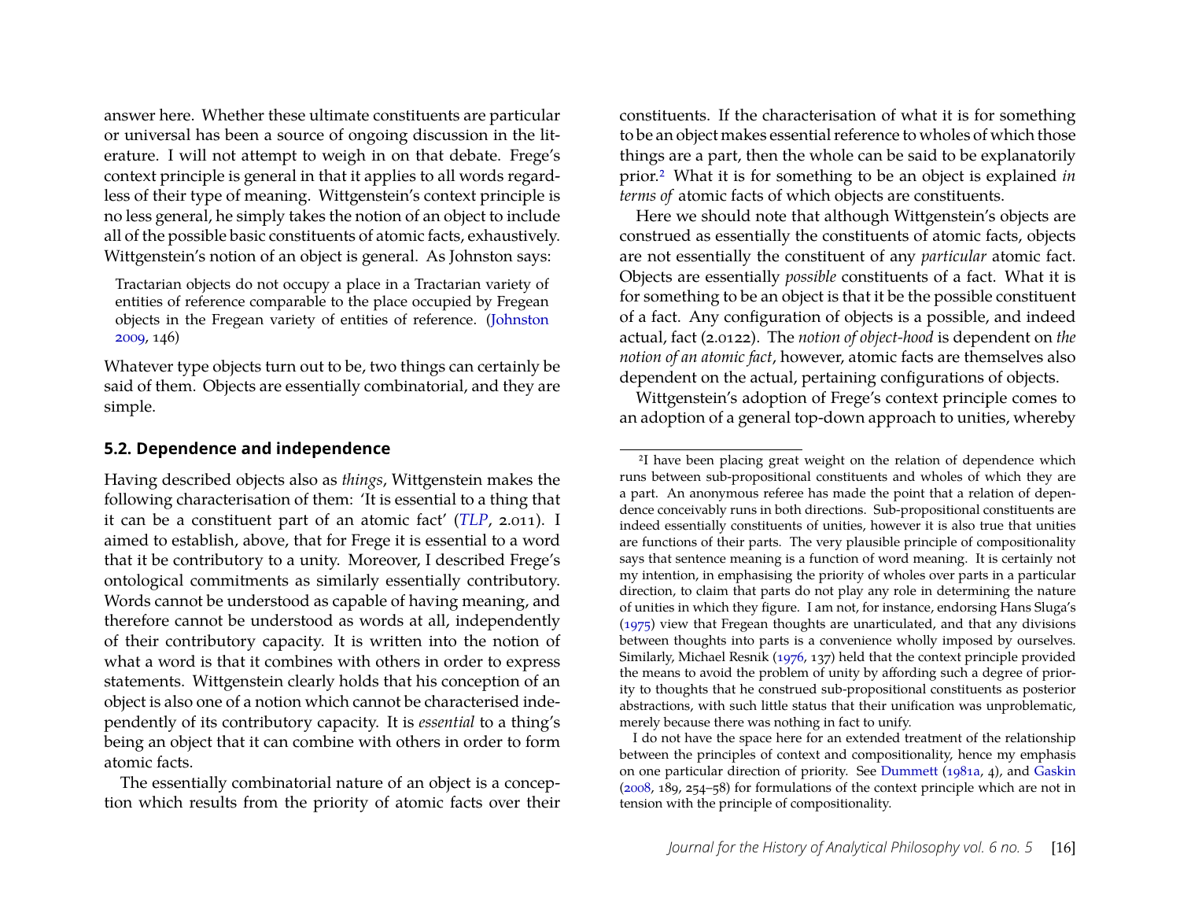answer here. Whether these ultimate constituents are particular or universal has been a source of ongoing discussion in the literature. I will not attempt to weigh in on that debate. Frege's context principle is general in that it applies to all words regardless of their type of meaning. Wittgenstein's context principle is no less general, he simply takes the notion of an object to include all of the possible basic constituents of atomic facts, exhaustively. Wittgenstein's notion of an object is general. As Johnston says:

> Tractarian objects do not occupy a place in a Tractarian variety of entities of reference comparable to the place occupied by Fregean objects in the Fregean variety of entities of reference. (Johnston 2009, 146)

Whatever type objects turn out to be, two things can certainly be said of them. Objects are essentially combinatorial, and they are simple.

### 5.2. Dependence and independence

Having described objects also as *things*, Wittgenstein makes the following characterisation of them: 'It is essential to a thing that it can be a constituent part of an atomic fact' (*TLP*, 2.011). I aimed to establish, above, that for Frege it is essential to a word that it be contributory to a unity. Moreover, I described Frege's ontological commitments as similarly essentially contributory. Words cannot be understood as capable of having meaning, and therefore cannot be understood as words at all, independently of their contributory capacity. It is written into the notion of what a word is that it combines with others in order to express statements. Wittgenstein clearly holds that his conception of an object is also one of a notion which cannot be characterised independently of its contributory capacity. It is *essential* to a thing's being an object that it can combine with others in order to form atomic facts.

The essentially combinatorial nature of an object is a conception which results from the priority of atomic facts over their constituents. If the characterisation of what it is for something to be an object makes essential reference to wholes of which those things are a part, then the whole can be said to be explanatorily prior.[2] What it is for something to be an object is explained *in terms of* atomic facts of which objects are constituents.

Here we should note that although Wittgenstein's objects are construed as essentially the constituents of atomic facts, objects are not essentially the constituent of any *particular* atomic fact. Objects are essentially *possible* constituents of a fact. What it is for something to be an object is that it be the possible constituent of a fact. Any configuration of objects is a possible, and indeed actual, fact (2.0122). The *notion of object-hood* is dependent on *the notion of an atomic fact*, however, atomic facts are themselves also dependent on the actual, pertaining configurations of objects.

Wittgenstein's adoption of Frege's context principle comes to an adoption of a general top-down approach to unities, whereby

---

[2] I have been placing great weight on the relation of dependence which runs between sub-propositional constituents and wholes of which they are a part. An anonymous referee has made the point that a relation of dependence conceivably runs in both directions. Sub-propositional constituents are indeed essentially constituents of unities, however it is also true that unities are functions of their parts. The very plausible principle of compositionality says that sentence meaning is a function of word meaning. It is certainly not my intention, in emphasising the priority of wholes over parts in a particular direction, to claim that parts do not play any role in determining the nature of unities in which they figure. I am not, for instance, endorsing Hans Sluga's (1975) view that Fregean thoughts are unarticulated, and that any divisions between thoughts into parts is a convenience wholly imposed by ourselves. Similarly, Michael Resnik (1976, 137) held that the context principle provided the means to avoid the problem of unity by affording such a degree of priority to thoughts that he construed sub-propositional constituents as posterior abstractions, with such little status that their unification was unproblematic, merely because there was nothing in fact to unify.

I do not have the space here for an extended treatment of the relationship between the principles of context and compositionality, hence my emphasis on one particular direction of priority. See Dummett (1981a, 4), and Gaskin (2008, 189, 254–58) for formulations of the context principle which are not in tension with the principle of compositionality.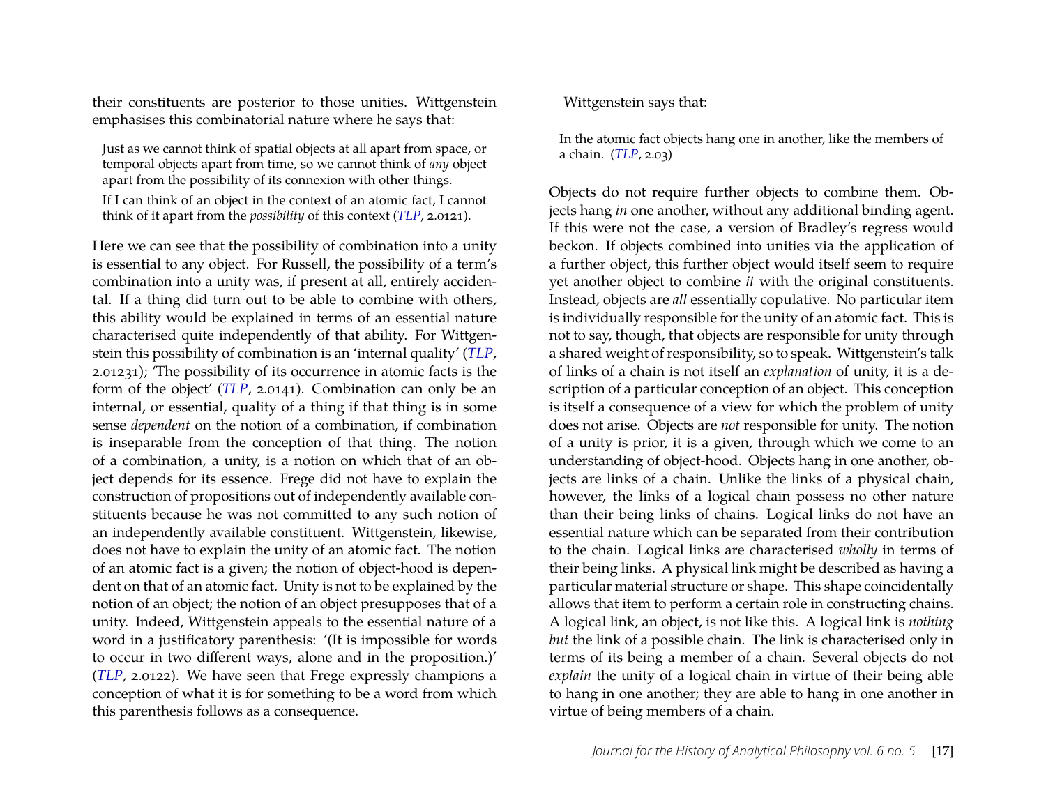their constituents are posterior to those unities. Wittgenstein emphasises this combinatorial nature where he says that:

> Just as we cannot think of spatial objects at all apart from space, or temporal objects apart from time, so we cannot think of *any* object apart from the possibility of its connexion with other things.
>
> If I can think of an object in the context of an atomic fact, I cannot think of it apart from the *possibility* of this context (*TLP*, 2.0121).

Here we can see that the possibility of combination into a unity is essential to any object. For Russell, the possibility of a term's combination into a unity was, if present at all, entirely accidental. If a thing did turn out to be able to combine with others, this ability would be explained in terms of an essential nature characterised quite independently of that ability. For Wittgenstein this possibility of combination is an 'internal quality' (*TLP*, 2.01231); 'The possibility of its occurrence in atomic facts is the form of the object' (*TLP*, 2.0141). Combination can only be an internal, or essential, quality of a thing if that thing is in some sense *dependent* on the notion of a combination, if combination is inseparable from the conception of that thing. The notion of a combination, a unity, is a notion on which that of an object depends for its essence. Frege did not have to explain the construction of propositions out of independently available constituents because he was not committed to any such notion of an independently available constituent. Wittgenstein, likewise, does not have to explain the unity of an atomic fact. The notion of an atomic fact is a given; the notion of object-hood is dependent on that of an atomic fact. Unity is not to be explained by the notion of an object; the notion of an object presupposes that of a unity. Indeed, Wittgenstein appeals to the essential nature of a word in a justificatory parenthesis: '(It is impossible for words to occur in two different ways, alone and in the proposition.)' (*TLP*, 2.0122). We have seen that Frege expressly champions a conception of what it is for something to be a word from which this parenthesis follows as a consequence.

Wittgenstein says that:

> In the atomic fact objects hang one in another, like the members of a chain. (*TLP*, 2.03)

Objects do not require further objects to combine them. Objects hang *in* one another, without any additional binding agent. If this were not the case, a version of Bradley's regress would beckon. If objects combined into unities via the application of a further object, this further object would itself seem to require yet another object to combine *it* with the original constituents. Instead, objects are *all* essentially copulative. No particular item is individually responsible for the unity of an atomic fact. This is not to say, though, that objects are responsible for unity through a shared weight of responsibility, so to speak. Wittgenstein's talk of links of a chain is not itself an *explanation* of unity, it is a description of a particular conception of an object. This conception is itself a consequence of a view for which the problem of unity does not arise. Objects are *not* responsible for unity. The notion of a unity is prior, it is a given, through which we come to an understanding of object-hood. Objects hang in one another, objects are links of a chain. Unlike the links of a physical chain, however, the links of a logical chain possess no other nature than their being links of chains. Logical links do not have an essential nature which can be separated from their contribution to the chain. Logical links are characterised *wholly* in terms of their being links. A physical link might be described as having a particular material structure or shape. This shape coincidentally allows that item to perform a certain role in constructing chains. A logical link, an object, is not like this. A logical link is *nothing but* the link of a possible chain. The link is characterised only in terms of its being a member of a chain. Several objects do not *explain* the unity of a logical chain in virtue of their being able to hang in one another; they are able to hang in one another in virtue of being members of a chain.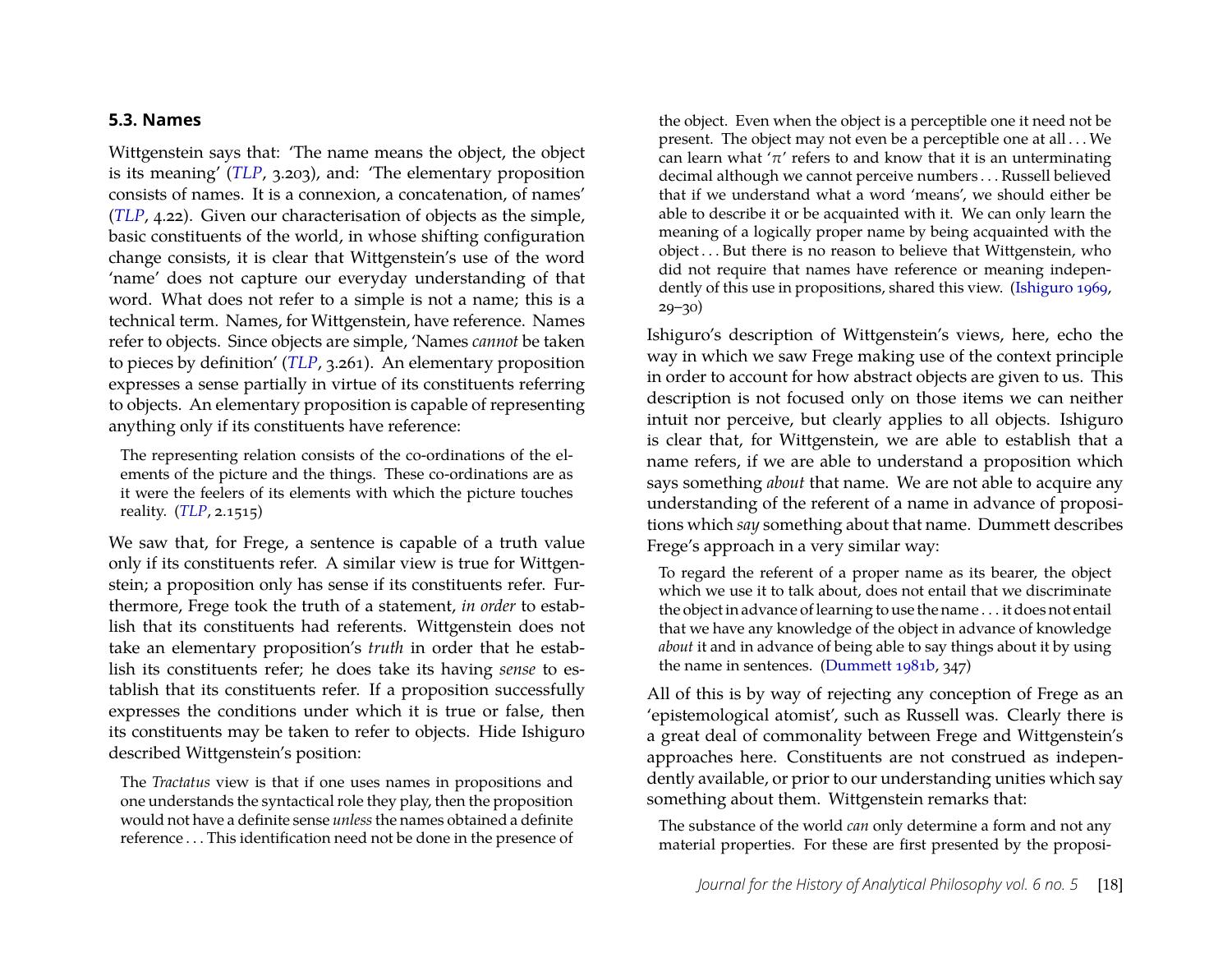### 5.3. Names

Wittgenstein says that: 'The name means the object, the object is its meaning' (*TLP*, 3.203), and: 'The elementary proposition consists of names. It is a connexion, a concatenation, of names' (*TLP*, 4.22). Given our characterisation of objects as the simple, basic constituents of the world, in whose shifting configuration change consists, it is clear that Wittgenstein's use of the word 'name' does not capture our everyday understanding of that word. What does not refer to a simple is not a name; this is a technical term. Names, for Wittgenstein, have reference. Names refer to objects. Since objects are simple, 'Names *cannot* be taken to pieces by definition' (*TLP*, 3.261). An elementary proposition expresses a sense partially in virtue of its constituents referring to objects. An elementary proposition is capable of representing anything only if its constituents have reference:

> The representing relation consists of the co-ordinations of the elements of the picture and the things. These co-ordinations are as it were the feelers of its elements with which the picture touches reality. (*TLP*, 2.1515)

We saw that, for Frege, a sentence is capable of a truth value only if its constituents refer. A similar view is true for Wittgenstein; a proposition only has sense if its constituents refer. Furthermore, Frege took the truth of a statement, *in order* to establish that its constituents had referents. Wittgenstein does not take an elementary proposition's *truth* in order that he establish its constituents refer; he does take its having *sense* to establish that its constituents refer. If a proposition successfully expresses the conditions under which it is true or false, then its constituents may be taken to refer to objects. Hide Ishiguro described Wittgenstein's position:

> The *Tractatus* view is that if one uses names in propositions and one understands the syntactical role they play, then the proposition would not have a definite sense *unless* the names obtained a definite reference . . . This identification need not be done in the presence of the object. Even when the object is a perceptible one it need not be present. The object may not even be a perceptible one at all . . . We can learn what '$\pi$' refers to and know that it is an unterminating decimal although we cannot perceive numbers . . . Russell believed that if we understand what a word 'means', we should either be able to describe it or be acquainted with it. We can only learn the meaning of a logically proper name by being acquainted with the object . . . But there is no reason to believe that Wittgenstein, who did not require that names have reference or meaning independently of this use in propositions, shared this view. (Ishiguro 1969, 29–30)

Ishiguro's description of Wittgenstein's views, here, echo the way in which we saw Frege making use of the context principle in order to account for how abstract objects are given to us. This description is not focused only on those items we can neither intuit nor perceive, but clearly applies to all objects. Ishiguro is clear that, for Wittgenstein, we are able to establish that a name refers, if we are able to understand a proposition which says something *about* that name. We are not able to acquire any understanding of the referent of a name in advance of propositions which *say* something about that name. Dummett describes Frege's approach in a very similar way:

> To regard the referent of a proper name as its bearer, the object which we use it to talk about, does not entail that we discriminate the object in advance of learning to use the name . . . it does not entail that we have any knowledge of the object in advance of knowledge *about* it and in advance of being able to say things about it by using the name in sentences. (Dummett 1981b, 347)

All of this is by way of rejecting any conception of Frege as an 'epistemological atomist', such as Russell was. Clearly there is a great deal of commonality between Frege and Wittgenstein's approaches here. Constituents are not construed as independently available, or prior to our understanding unities which say something about them. Wittgenstein remarks that:

> The substance of the world *can* only determine a form and not any material properties. For these are first presented by the proposi-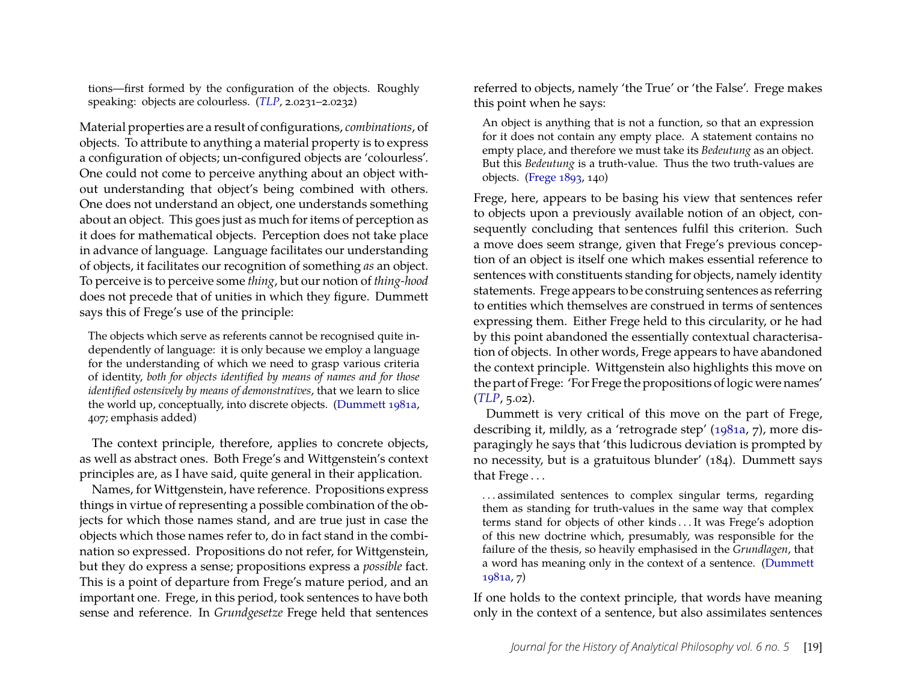> tions—first formed by the configuration of the objects. Roughly speaking: objects are colourless. (*TLP*, 2.0231–2.0232)

Material properties are a result of configurations, *combinations*, of objects. To attribute to anything a material property is to express a configuration of objects; un-configured objects are 'colourless'. One could not come to perceive anything about an object without understanding that object's being combined with others. One does not understand an object, one understands something about an object. This goes just as much for items of perception as it does for mathematical objects. Perception does not take place in advance of language. Language facilitates our understanding of objects, it facilitates our recognition of something *as* an object. To perceive is to perceive some *thing*, but our notion of *thing-hood* does not precede that of unities in which they figure. Dummett says this of Frege's use of the principle:

> The objects which serve as referents cannot be recognised quite independently of language: it is only because we employ a language for the understanding of which we need to grasp various criteria of identity, *both for objects identified by means of names and for those identified ostensively by means of demonstratives*, that we learn to slice the world up, conceptually, into discrete objects. (Dummett 1981a, 407; emphasis added)

The context principle, therefore, applies to concrete objects, as well as abstract ones. Both Frege's and Wittgenstein's context principles are, as I have said, quite general in their application.

Names, for Wittgenstein, have reference. Propositions express things in virtue of representing a possible combination of the objects for which those names stand, and are true just in case the objects which those names refer to, do in fact stand in the combination so expressed. Propositions do not refer, for Wittgenstein, but they do express a sense; propositions express a *possible* fact. This is a point of departure from Frege's mature period, and an important one. Frege, in this period, took sentences to have both sense and reference. In *Grundgesetze* Frege held that sentences referred to objects, namely 'the True' or 'the False'. Frege makes this point when he says:

> An object is anything that is not a function, so that an expression for it does not contain any empty place. A statement contains no empty place, and therefore we must take its *Bedeutung* as an object. But this *Bedeutung* is a truth-value. Thus the two truth-values are objects. (Frege 1893, 140)

Frege, here, appears to be basing his view that sentences refer to objects upon a previously available notion of an object, consequently concluding that sentences fulfil this criterion. Such a move does seem strange, given that Frege's previous conception of an object is itself one which makes essential reference to sentences with constituents standing for objects, namely identity statements. Frege appears to be construing sentences as referring to entities which themselves are construed in terms of sentences expressing them. Either Frege held to this circularity, or he had by this point abandoned the essentially contextual characterisation of objects. In other words, Frege appears to have abandoned the context principle. Wittgenstein also highlights this move on the part of Frege: 'For Frege the propositions of logic were names' (*TLP*, 5.02).

Dummett is very critical of this move on the part of Frege, describing it, mildly, as a 'retrograde step' (1981a, 7), more disparagingly he says that 'this ludicrous deviation is prompted by no necessity, but is a gratuitous blunder' (184). Dummett says that Frege . . .

> . . . assimilated sentences to complex singular terms, regarding them as standing for truth-values in the same way that complex terms stand for objects of other kinds . . . It was Frege's adoption of this new doctrine which, presumably, was responsible for the failure of the thesis, so heavily emphasised in the *Grundlagen*, that a word has meaning only in the context of a sentence. (Dummett 1981a, 7)

If one holds to the context principle, that words have meaning only in the context of a sentence, but also assimilates sentences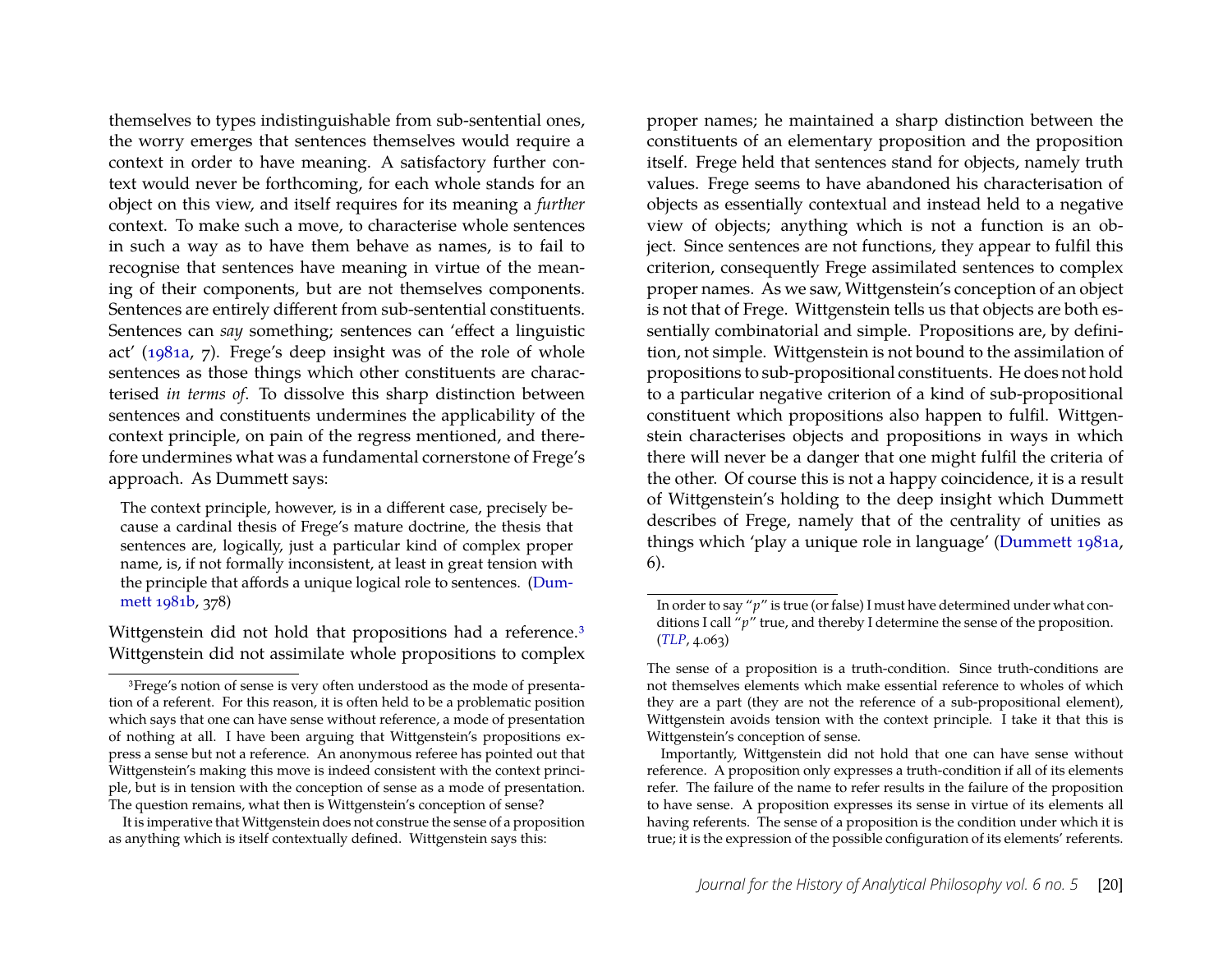themselves to types indistinguishable from sub-sentential ones, the worry emerges that sentences themselves would require a context in order to have meaning. A satisfactory further context would never be forthcoming, for each whole stands for an object on this view, and itself requires for its meaning a *further* context. To make such a move, to characterise whole sentences in such a way as to have them behave as names, is to fail to recognise that sentences have meaning in virtue of the meaning of their components, but are not themselves components. Sentences are entirely different from sub-sentential constituents. Sentences can *say* something; sentences can 'effect a linguistic act' (1981a, 7). Frege's deep insight was of the role of whole sentences as those things which other constituents are characterised *in terms of*. To dissolve this sharp distinction between sentences and constituents undermines the applicability of the context principle, on pain of the regress mentioned, and therefore undermines what was a fundamental cornerstone of Frege's approach. As Dummett says:

> The context principle, however, is in a different case, precisely because a cardinal thesis of Frege's mature doctrine, the thesis that sentences are, logically, just a particular kind of complex proper name, is, if not formally inconsistent, at least in great tension with the principle that affords a unique logical role to sentences. (Dummett 1981b, 378)

Wittgenstein did not hold that propositions had a reference.[3] Wittgenstein did not assimilate whole propositions to complex proper names; he maintained a sharp distinction between the constituents of an elementary proposition and the proposition itself. Frege held that sentences stand for objects, namely truth values. Frege seems to have abandoned his characterisation of objects as essentially contextual and instead held to a negative view of objects; anything which is not a function is an object. Since sentences are not functions, they appear to fulfil this criterion, consequently Frege assimilated sentences to complex proper names. As we saw, Wittgenstein's conception of an object is not that of Frege. Wittgenstein tells us that objects are both essentially combinatorial and simple. Propositions are, by definition, not simple. Wittgenstein is not bound to the assimilation of propositions to sub-propositional constituents. He does not hold to a particular negative criterion of a kind of sub-propositional constituent which propositions also happen to fulfil. Wittgenstein characterises objects and propositions in ways in which there will never be a danger that one might fulfil the criteria of the other. Of course this is not a happy coincidence, it is a result of Wittgenstein's holding to the deep insight which Dummett describes of Frege, namely that of the centrality of unities as things which 'play a unique role in language' (Dummett 1981a, 6).

---

[3] Frege's notion of sense is very often understood as the mode of presentation of a referent. For this reason, it is often held to be a problematic position which says that one can have sense without reference, a mode of presentation of nothing at all. I have been arguing that Wittgenstein's propositions express a sense but not a reference. An anonymous referee has pointed out that Wittgenstein's making this move is indeed consistent with the context principle, but is in tension with the conception of sense as a mode of presentation. The question remains, what then is Wittgenstein's conception of sense?

It is imperative that Wittgenstein does not construe the sense of a proposition as anything which is itself contextually defined. Wittgenstein says this:

> In order to say "*p*" is true (or false) I must have determined under what conditions I call "*p*" true, and thereby I determine the sense of the proposition. (*TLP*, 4.063)

The sense of a proposition is a truth-condition. Since truth-conditions are not themselves elements which make essential reference to wholes of which they are a part (they are not the reference of a sub-propositional element), Wittgenstein avoids tension with the context principle. I take it that this is Wittgenstein's conception of sense.

Importantly, Wittgenstein did not hold that one can have sense without reference. A proposition only expresses a truth-condition if all of its elements refer. The failure of the name to refer results in the failure of the proposition to have sense. A proposition expresses its sense in virtue of its elements all having referents. The sense of a proposition is the condition under which it is true; it is the expression of the possible configuration of its elements' referents.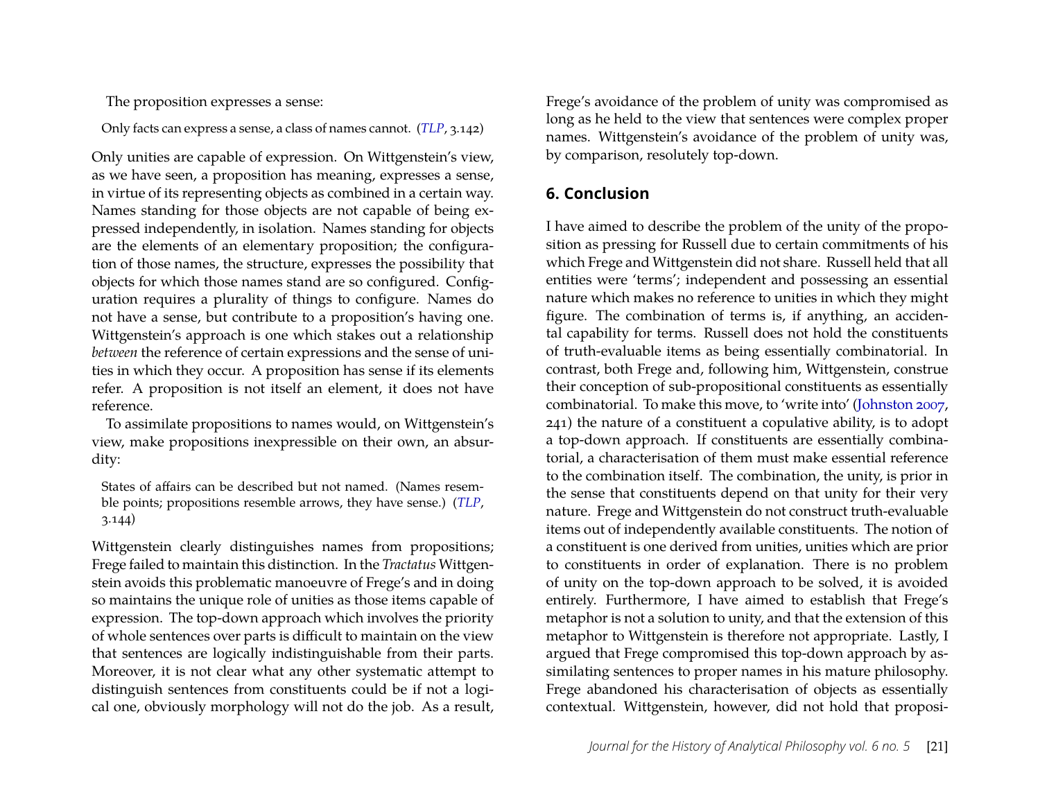The proposition expresses a sense:

> Only facts can express a sense, a class of names cannot. (*TLP*, 3.142)

Only unities are capable of expression. On Wittgenstein's view, as we have seen, a proposition has meaning, expresses a sense, in virtue of its representing objects as combined in a certain way. Names standing for those objects are not capable of being expressed independently, in isolation. Names standing for objects are the elements of an elementary proposition; the configuration of those names, the structure, expresses the possibility that objects for which those names stand are so configured. Configuration requires a plurality of things to configure. Names do not have a sense, but contribute to a proposition's having one. Wittgenstein's approach is one which stakes out a relationship *between* the reference of certain expressions and the sense of unities in which they occur. A proposition has sense if its elements refer. A proposition is not itself an element, it does not have reference.

To assimilate propositions to names would, on Wittgenstein's view, make propositions inexpressible on their own, an absurdity:

> States of affairs can be described but not named. (Names resemble points; propositions resemble arrows, they have sense.) (*TLP*, 3.144)

Wittgenstein clearly distinguishes names from propositions; Frege failed to maintain this distinction. In the *Tractatus* Wittgenstein avoids this problematic manoeuvre of Frege's and in doing so maintains the unique role of unities as those items capable of expression. The top-down approach which involves the priority of whole sentences over parts is difficult to maintain on the view that sentences are logically indistinguishable from their parts. Moreover, it is not clear what any other systematic attempt to distinguish sentences from constituents could be if not a logical one, obviously morphology will not do the job. As a result, Frege's avoidance of the problem of unity was compromised as long as he held to the view that sentences were complex proper names. Wittgenstein's avoidance of the problem of unity was, by comparison, resolutely top-down.

## 6. Conclusion

I have aimed to describe the problem of the unity of the proposition as pressing for Russell due to certain commitments of his which Frege and Wittgenstein did not share. Russell held that all entities were 'terms'; independent and possessing an essential nature which makes no reference to unities in which they might figure. The combination of terms is, if anything, an accidental capability for terms. Russell does not hold the constituents of truth-evaluable items as being essentially combinatorial. In contrast, both Frege and, following him, Wittgenstein, construe their conception of sub-propositional constituents as essentially combinatorial. To make this move, to 'write into' (Johnston 2007, 241) the nature of a constituent a copulative ability, is to adopt a top-down approach. If constituents are essentially combinatorial, a characterisation of them must make essential reference to the combination itself. The combination, the unity, is prior in the sense that constituents depend on that unity for their very nature. Frege and Wittgenstein do not construct truth-evaluable items out of independently available constituents. The notion of a constituent is one derived from unities, unities which are prior to constituents in order of explanation. There is no problem of unity on the top-down approach to be solved, it is avoided entirely. Furthermore, I have aimed to establish that Frege's metaphor is not a solution to unity, and that the extension of this metaphor to Wittgenstein is therefore not appropriate. Lastly, I argued that Frege compromised this top-down approach by assimilating sentences to proper names in his mature philosophy. Frege abandoned his characterisation of objects as essentially contextual. Wittgenstein, however, did not hold that proposi-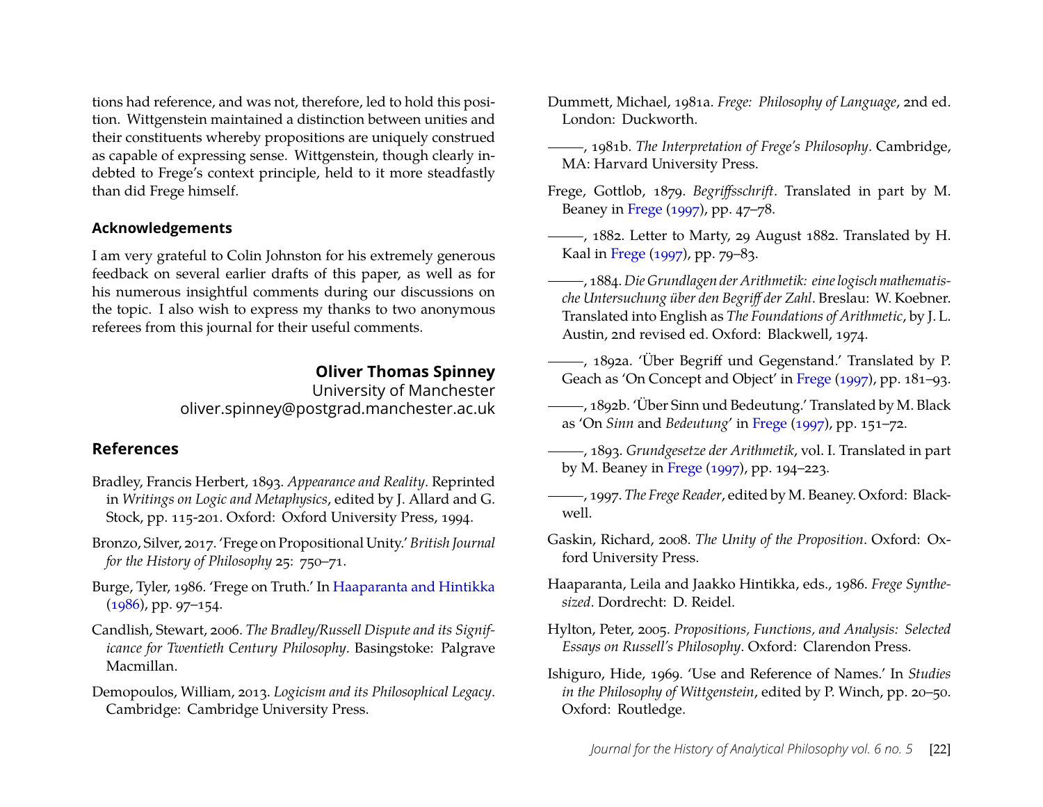tions had reference, and was not, therefore, led to hold this position. Wittgenstein maintained a distinction between unities and their constituents whereby propositions are uniquely construed as capable of expressing sense. Wittgenstein, though clearly indebted to Frege's context principle, held to it more steadfastly than did Frege himself.

### Acknowledgements

I am very grateful to Colin Johnston for his extremely generous feedback on several earlier drafts of this paper, as well as for his numerous insightful comments during our discussions on the topic. I also wish to express my thanks to two anonymous referees from this journal for their useful comments.

**Oliver Thomas Spinney**
University of Manchester
oliver.spinney@postgrad.manchester.ac.uk

## References

Bradley, Francis Herbert, 1893. *Appearance and Reality*. Reprinted in *Writings on Logic and Metaphysics*, edited by J. Allard and G. Stock, pp. 115-201. Oxford: Oxford University Press, 1994.

Bronzo, Silver, 2017. 'Frege on Propositional Unity.' *British Journal for the History of Philosophy* 25: 750–71.

Burge, Tyler, 1986. 'Frege on Truth.' In Haaparanta and Hintikka (1986), pp. 97–154.

Candlish, Stewart, 2006. *The Bradley/Russell Dispute and its Significance for Twentieth Century Philosophy*. Basingstoke: Palgrave Macmillan.

Demopoulos, William, 2013. *Logicism and its Philosophical Legacy*. Cambridge: Cambridge University Press.

Dummett, Michael, 1981a. *Frege: Philosophy of Language*, 2nd ed. London: Duckworth.

———, 1981b. *The Interpretation of Frege's Philosophy*. Cambridge, MA: Harvard University Press.

Frege, Gottlob, 1879. *Begriffsschrift*. Translated in part by M. Beaney in Frege (1997), pp. 47–78.

———, 1882. Letter to Marty, 29 August 1882. Translated by H. Kaal in Frege (1997), pp. 79–83.

———, 1884. *Die Grundlagen der Arithmetik: eine logisch mathematische Untersuchung über den Begriff der Zahl*. Breslau: W. Koebner. Translated into English as *The Foundations of Arithmetic*, by J. L. Austin, 2nd revised ed. Oxford: Blackwell, 1974.

———, 1892a. 'Über Begriff und Gegenstand.' Translated by P. Geach as 'On Concept and Object' in Frege (1997), pp. 181–93.

———, 1892b. 'Über Sinn und Bedeutung.' Translated by M. Black as 'On *Sinn* and *Bedeutung*' in Frege (1997), pp. 151–72.

———, 1893. *Grundgesetze der Arithmetik*, vol. I. Translated in part by M. Beaney in Frege (1997), pp. 194–223.

———, 1997. *The Frege Reader*, edited by M. Beaney. Oxford: Blackwell.

Gaskin, Richard, 2008. *The Unity of the Proposition*. Oxford: Oxford University Press.

Haaparanta, Leila and Jaakko Hintikka, eds., 1986. *Frege Synthesized*. Dordrecht: D. Reidel.

Hylton, Peter, 2005. *Propositions, Functions, and Analysis: Selected Essays on Russell's Philosophy*. Oxford: Clarendon Press.

Ishiguro, Hide, 1969. 'Use and Reference of Names.' In *Studies in the Philosophy of Wittgenstein*, edited by P. Winch, pp. 20–50. Oxford: Routledge.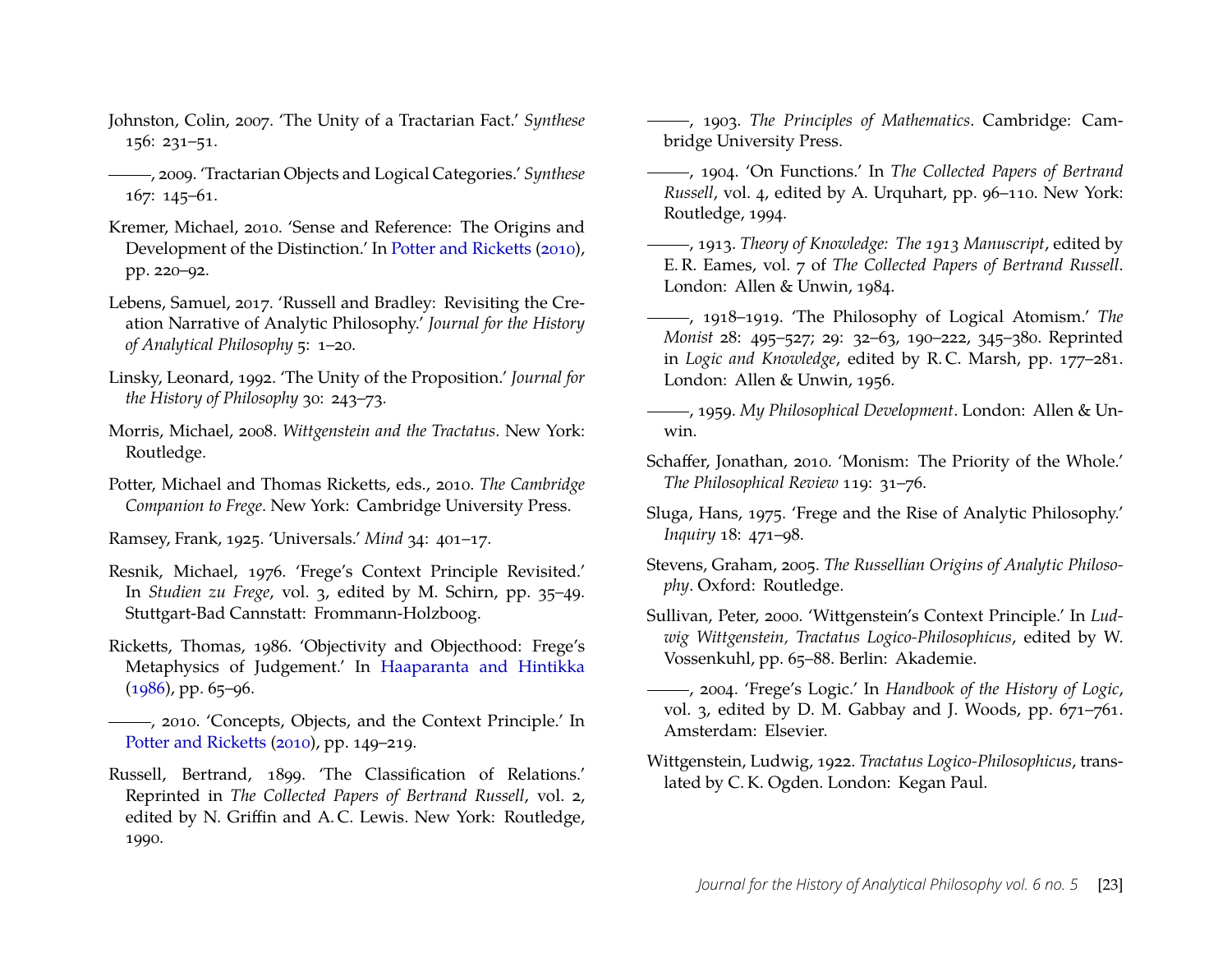Johnston, Colin, 2007. 'The Unity of a Tractarian Fact.' *Synthese* 156: 231–51.

———, 2009. 'Tractarian Objects and Logical Categories.' *Synthese* 167: 145–61.

Kremer, Michael, 2010. 'Sense and Reference: The Origins and Development of the Distinction.' In Potter and Ricketts (2010), pp. 220–92.

Lebens, Samuel, 2017. 'Russell and Bradley: Revisiting the Creation Narrative of Analytic Philosophy.' *Journal for the History of Analytical Philosophy* 5: 1–20.

Linsky, Leonard, 1992. 'The Unity of the Proposition.' *Journal for the History of Philosophy* 30: 243–73.

Morris, Michael, 2008. *Wittgenstein and the Tractatus*. New York: Routledge.

Potter, Michael and Thomas Ricketts, eds., 2010. *The Cambridge Companion to Frege*. New York: Cambridge University Press.

Ramsey, Frank, 1925. 'Universals.' *Mind* 34: 401–17.

Resnik, Michael, 1976. 'Frege's Context Principle Revisited.' In *Studien zu Frege*, vol. 3, edited by M. Schirn, pp. 35–49. Stuttgart-Bad Cannstatt: Frommann-Holzboog.

Ricketts, Thomas, 1986. 'Objectivity and Objecthood: Frege's Metaphysics of Judgement.' In Haaparanta and Hintikka (1986), pp. 65–96.

———, 2010. 'Concepts, Objects, and the Context Principle.' In Potter and Ricketts (2010), pp. 149–219.

Russell, Bertrand, 1899. 'The Classification of Relations.' Reprinted in *The Collected Papers of Bertrand Russell*, vol. 2, edited by N. Griffin and A. C. Lewis. New York: Routledge, 1990.

———, 1903. *The Principles of Mathematics*. Cambridge: Cambridge University Press.

———, 1904. 'On Functions.' In *The Collected Papers of Bertrand Russell*, vol. 4, edited by A. Urquhart, pp. 96–110. New York: Routledge, 1994.

———, 1913. *Theory of Knowledge: The 1913 Manuscript*, edited by E. R. Eames, vol. 7 of *The Collected Papers of Bertrand Russell*. London: Allen & Unwin, 1984.

———, 1918–1919. 'The Philosophy of Logical Atomism.' *The Monist* 28: 495–527; 29: 32–63, 190–222, 345–380. Reprinted in *Logic and Knowledge*, edited by R. C. Marsh, pp. 177–281. London: Allen & Unwin, 1956.

———, 1959. *My Philosophical Development*. London: Allen & Unwin.

Schaffer, Jonathan, 2010. 'Monism: The Priority of the Whole.' *The Philosophical Review* 119: 31–76.

Sluga, Hans, 1975. 'Frege and the Rise of Analytic Philosophy.' *Inquiry* 18: 471–98.

Stevens, Graham, 2005. *The Russellian Origins of Analytic Philosophy*. Oxford: Routledge.

Sullivan, Peter, 2000. 'Wittgenstein's Context Principle.' In *Ludwig Wittgenstein, Tractatus Logico-Philosophicus*, edited by W. Vossenkuhl, pp. 65–88. Berlin: Akademie.

———, 2004. 'Frege's Logic.' In *Handbook of the History of Logic*, vol. 3, edited by D. M. Gabbay and J. Woods, pp. 671–761. Amsterdam: Elsevier.

Wittgenstein, Ludwig, 1922. *Tractatus Logico-Philosophicus*, translated by C. K. Ogden. London: Kegan Paul.